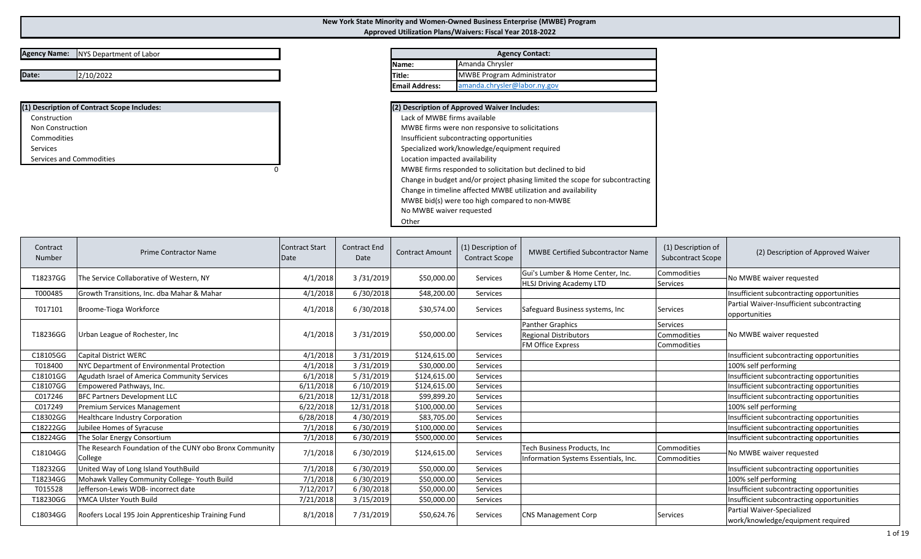# New York State Minority and Women-Owned Business Enterprise (MWBE) Program

## Approved Utilization Plans/Waivers: Fiscal Year 2018-2022

**Agency Name:** NYS Department of Labor

**Date:** 2/10/2022

| Agency Contact: | |
|---|---|
| Name: | Amanda Chrysler |
| Title: | MWBE Program Administrator |
| Email Address: | amanda.chrysler@labor.ny.gov |

**(1) Description of Contract Scope Includes:**

- Construction
- Non Construction
- Commodities
- Services
- Services and Commodities

0

**(2) Description of Approved Waiver Includes:**

- Lack of MWBE firms available
- MWBE firms were non responsive to solicitations
- Insufficient subcontracting opportunities
- Specialized work/knowledge/equipment required
- Location impacted availability
- MWBE firms responded to solicitation but declined to bid
- Change in budget and/or project phasing limited the scope for subcontracting
- Change in timeline affected MWBE utilization and availability
- MWBE bid(s) were too high compared to non-MWBE
- No MWBE waiver requested
- Other

| Contract Number | Prime Contractor Name | Contract Start Date | Contract End Date | Contract Amount | (1) Description of Contract Scope | MWBE Certified Subcontractor Name | (1) Description of Subcontract Scope | (2) Description of Approved Waiver |
|---|---|---|---|---|---|---|---|---|
| T18237GG | The Service Collaborative of Western, NY | 4/1/2018 | 3 /31/2019 | $50,000.00 | Services | Gui's Lumber & Home Center, Inc. | Commodities | No MWBE waiver requested |
| | | | | | | HLSJ Driving Academy LTD | Services | |
| T000485 | Growth Transitions, Inc. dba Mahar & Mahar | 4/1/2018 | 6 /30/2018 | $48,200.00 | Services | | | Insufficient subcontracting opportunities |
| T017101 | Broome-Tioga Workforce | 4/1/2018 | 6 /30/2018 | $30,574.00 | Services | Safeguard Business systems, Inc | Services | Partial Waiver-Insufficient subcontracting opportunities |
| T18236GG | Urban League of Rochester, Inc | 4/1/2018 | 3 /31/2019 | $50,000.00 | Services | Panther Graphics | Services | No MWBE waiver requested |
| | | | | | | Regional Distributors | Commodities | |
| | | | | | | FM Office Express | Commodities | |
| C18105GG | Capital District WERC | 4/1/2018 | 3 /31/2019 | $124,615.00 | Services | | | Insufficient subcontracting opportunities |
| T018400 | NYC Department of Environmental Protection | 4/1/2018 | 3 /31/2019 | $30,000.00 | Services | | | 100% self performing |
| C18101GG | Agudath Israel of America Community Services | 6/1/2018 | 5 /31/2019 | $124,615.00 | Services | | | Insufficient subcontracting opportunities |
| C18107GG | Empowered Pathways, Inc. | 6/11/2018 | 6 /10/2019 | $124,615.00 | Services | | | Insufficient subcontracting opportunities |
| C017246 | BFC Partners Development LLC | 6/21/2018 | 12/31/2018 | $99,899.20 | Services | | | Insufficient subcontracting opportunities |
| C017249 | Premium Services Management | 6/22/2018 | 12/31/2018 | $100,000.00 | Services | | | 100% self performing |
| C18302GG | Healthcare Industry Corporation | 6/28/2018 | 4 /30/2019 | $83,705.00 | Services | | | Insufficient subcontracting opportunities |
| C18222GG | Jubilee Homes of Syracuse | 7/1/2018 | 6 /30/2019 | $100,000.00 | Services | | | Insufficient subcontracting opportunities |
| C18224GG | The Solar Energy Consortium | 7/1/2018 | 6 /30/2019 | $500,000.00 | Services | | | Insufficient subcontracting opportunities |
| C18104GG | The Research Foundation of the CUNY obo Bronx Community College | 7/1/2018 | 6 /30/2019 | $124,615.00 | Services | Tech Business Products, Inc | Commodities | No MWBE waiver requested |
| | | | | | | Information Systems Essentials, Inc. | Commodities | |
| T18232GG | United Way of Long Island YouthBuild | 7/1/2018 | 6 /30/2019 | $50,000.00 | Services | | | Insufficient subcontracting opportunities |
| T18234GG | Mohawk Valley Community College- Youth Build | 7/1/2018 | 6 /30/2019 | $50,000.00 | Services | | | 100% self performing |
| T015528 | Jefferson-Lewis WDB- incorrect date | 7/12/2017 | 6 /30/2018 | $50,000.00 | Services | | | Insufficient subcontracting opportunities |
| T18230GG | YMCA Ulster Youth Build | 7/21/2018 | 3 /15/2019 | $50,000.00 | Services | | | Insufficient subcontracting opportunities |
| C18034GG | Roofers Local 195 Join Apprenticeship Training Fund | 8/1/2018 | 7 /31/2019 | $50,624.76 | Services | CNS Management Corp | Services | Partial Waiver-Specialized work/knowledge/equipment required |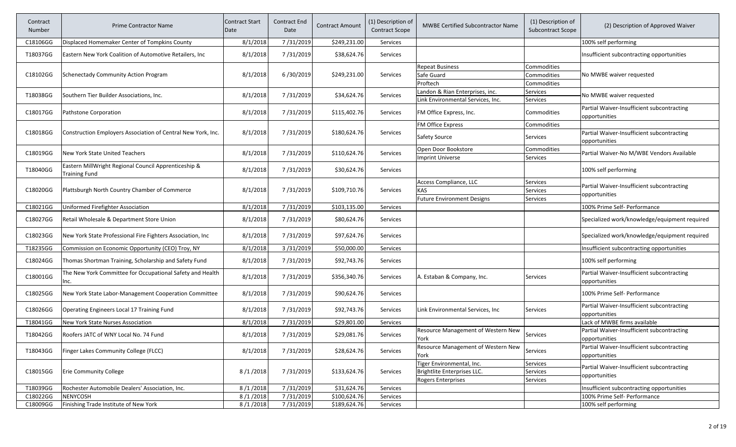| Contract Number | Prime Contractor Name | Contract Start Date | Contract End Date | Contract Amount | (1) Description of Contract Scope | MWBE Certified Subcontractor Name | (1) Description of Subcontract Scope | (2) Description of Approved Waiver |
|---|---|---|---|---|---|---|---|---|
| C18106GG | Displaced Homemaker Center of Tompkins County | 8/1/2018 | 7 /31/2019 | $249,231.00 | Services | | | 100% self performing |
| T18037GG | Eastern New York Coalition of Automotive Retailers, Inc | 8/1/2018 | 7 /31/2019 | $38,624.76 | Services | | | Insufficient subcontracting opportunities |
| C18102GG | Schenectady Community Action Program | 8/1/2018 | 6 /30/2019 | $249,231.00 | Services | Repeat Business | Commodities | No MWBE waiver requested |
| | | | | | | Safe Guard | Commodities | |
| | | | | | | Proftech | Commodities | |
| T18038GG | Southern Tier Builder Associations, Inc. | 8/1/2018 | 7 /31/2019 | $34,624.76 | Services | Landon & Rian Enterprises, inc. | Services | No MWBE waiver requested |
| | | | | | | Link Environmental Services, Inc. | Services | |
| C18017GG | Pathstone Corporation | 8/1/2018 | 7 /31/2019 | $115,402.76 | Services | FM Office Express, Inc. | Commodities | Partial Waiver-Insufficient subcontracting opportunities |
| C18018GG | Construction Employers Association of Central New York, Inc. | 8/1/2018 | 7 /31/2019 | $180,624.76 | Services | FM Office Express | Commodities | |
| | | | | | | Safety Source | Services | Partial Waiver-Insufficient subcontracting opportunities |
| C18019GG | New York State United Teachers | 8/1/2018 | 7 /31/2019 | $110,624.76 | Services | Open Door Bookstore | Commodities | Partial Waiver-No M/WBE Vendors Available |
| | | | | | | Imprint Universe | Services | |
| T18040GG | Eastern MillWright Regional Council Apprenticeship & Training Fund | 8/1/2018 | 7 /31/2019 | $30,624.76 | Services | | | 100% self performing |
| C18020GG | Plattsburgh North Country Chamber of Commerce | 8/1/2018 | 7 /31/2019 | $109,710.76 | Services | Access Compliance, LLC | Services | Partial Waiver-Insufficient subcontracting opportunities |
| | | | | | | KAS | Services | |
| | | | | | | Future Environment Designs | Services | |
| C18021GG | Uniformed Firefighter Association | 8/1/2018 | 7 /31/2019 | $103,135.00 | Services | | | 100% Prime Self- Performance |
| C18027GG | Retail Wholesale & Department Store Union | 8/1/2018 | 7 /31/2019 | $80,624.76 | Services | | | Specialized work/knowledge/equipment required |
| C18023GG | New York State Professional Fire Fighters Association, Inc | 8/1/2018 | 7 /31/2019 | $97,624.76 | Services | | | Specialized work/knowledge/equipment required |
| T18235GG | Commission on Economic Opportunity (CEO) Troy, NY | 8/1/2018 | 3 /31/2019 | $50,000.00 | Services | | | Insufficient subcontracting opportunities |
| C18024GG | Thomas Shortman Training, Scholarship and Safety Fund | 8/1/2018 | 7 /31/2019 | $92,743.76 | Services | | | 100% self performing |
| C18001GG | The New York Committee for Occupational Safety and Health Inc. | 8/1/2018 | 7 /31/2019 | $356,340.76 | Services | A. Estaban & Company, Inc. | Services | Partial Waiver-Insufficient subcontracting opportunities |
| C18025GG | New York State Labor-Management Cooperation Committee | 8/1/2018 | 7 /31/2019 | $90,624.76 | Services | | | 100% Prime Self- Performance |
| C18026GG | Operating Engineers Local 17 Training Fund | 8/1/2018 | 7 /31/2019 | $92,743.76 | Services | Link Environmental Services, Inc | Services | Partial Waiver-Insufficient subcontracting opportunities |
| T18041GG | New York State Nurses Association | 8/1/2018 | 7 /31/2019 | $29,801.00 | Services | | | Lack of MWBE firms available |
| T18042GG | Roofers JATC of WNY Local No. 74 Fund | 8/1/2018 | 7 /31/2019 | $29,081.76 | Services | Resource Management of Western New York | Services | Partial Waiver-Insufficient subcontracting opportunities |
| T18043GG | Finger Lakes Community College (FLCC) | 8/1/2018 | 7 /31/2019 | $28,624.76 | Services | Resource Management of Western New York | Services | Partial Waiver-Insufficient subcontracting opportunities |
| C18015GG | Erie Community College | 8 /1 /2018 | 7 /31/2019 | $133,624.76 | Services | Tiger Environmental, Inc. | Services | Partial Waiver-Insufficient subcontracting opportunities |
| | | | | | | Brightlite Enterprises LLC. | Services | |
| | | | | | | Rogers Enterprises | Services | |
| T18039GG | Rochester Automobile Dealers' Association, Inc. | 8 /1 /2018 | 7 /31/2019 | $31,624.76 | Services | | | Insufficient subcontracting opportunities |
| C18022GG | NENYCOSH | 8 /1 /2018 | 7 /31/2019 | $100,624.76 | Services | | | 100% Prime Self- Performance |
| C18009GG | Finishing Trade Institute of New York | 8 /1 /2018 | 7 /31/2019 | $189,624.76 | Services | | | 100% self performing |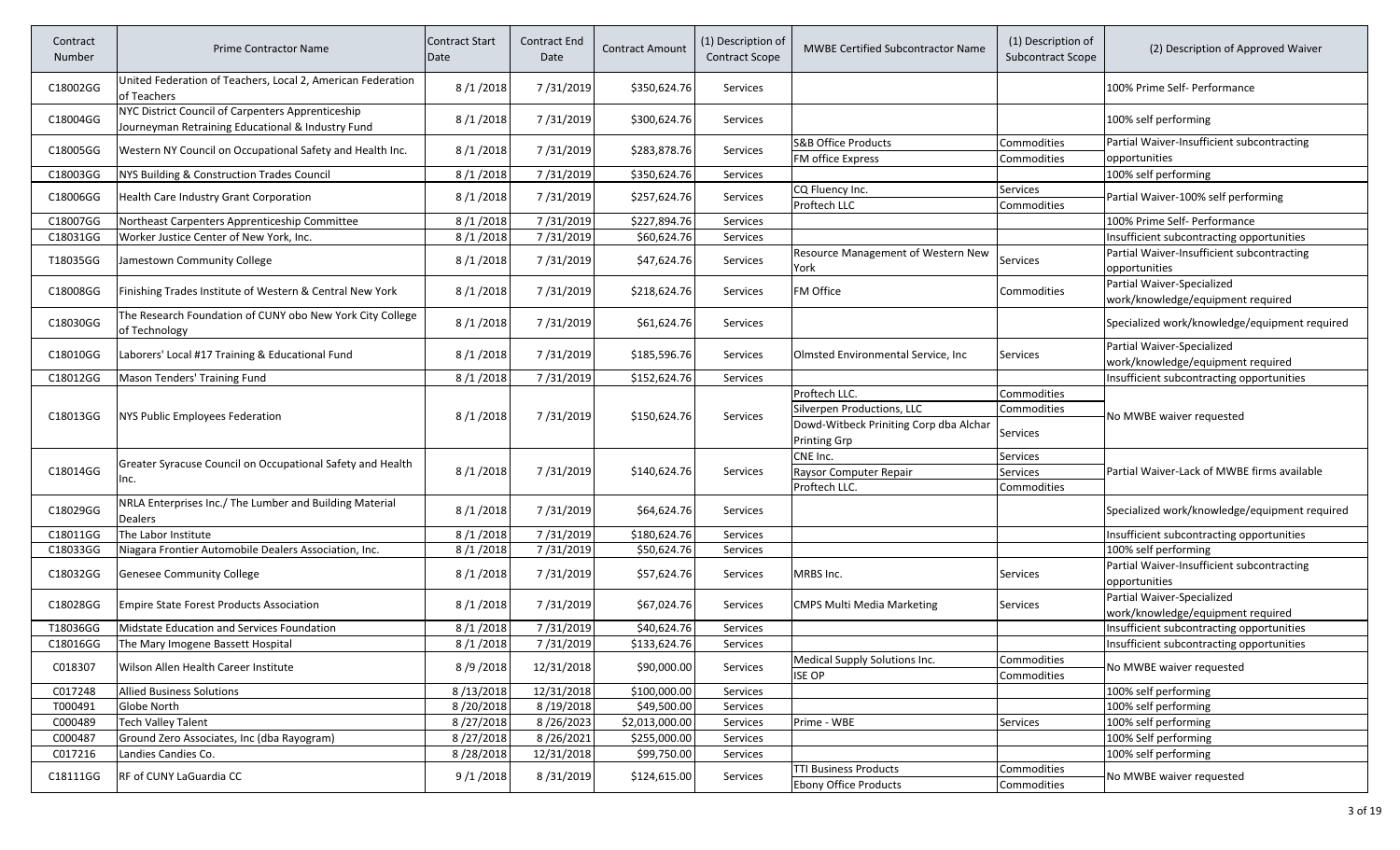| Contract Number | Prime Contractor Name | Contract Start Date | Contract End Date | Contract Amount | (1) Description of Contract Scope | MWBE Certified Subcontractor Name | (1) Description of Subcontract Scope | (2) Description of Approved Waiver |
|---|---|---|---|---|---|---|---|---|
| C18002GG | United Federation of Teachers, Local 2, American Federation of Teachers | 8 /1 /2018 | 7 /31/2019 | $350,624.76 | Services | | | 100% Prime Self- Performance |
| C18004GG | NYC District Council of Carpenters Apprenticeship Journeyman Retraining Educational & Industry Fund | 8 /1 /2018 | 7 /31/2019 | $300,624.76 | Services | | | 100% self performing |
| C18005GG | Western NY Council on Occupational Safety and Health Inc. | 8 /1 /2018 | 7 /31/2019 | $283,878.76 | Services | S&B Office Products | Commodities | Partial Waiver-Insufficient subcontracting opportunities |
| | | | | | | FM office Express | Commodities | |
| C18003GG | NYS Building & Construction Trades Council | 8 /1 /2018 | 7 /31/2019 | $350,624.76 | Services | | | 100% self performing |
| C18006GG | Health Care Industry Grant Corporation | 8 /1 /2018 | 7 /31/2019 | $257,624.76 | Services | CQ Fluency Inc. | Services | Partial Waiver-100% self performing |
| | | | | | | Proftech LLC | Commodities | |
| C18007GG | Northeast Carpenters Apprenticeship Committee | 8 /1 /2018 | 7 /31/2019 | $227,894.76 | Services | | | 100% Prime Self- Performance |
| C18031GG | Worker Justice Center of New York, Inc. | 8 /1 /2018 | 7 /31/2019 | $60,624.76 | Services | | | Insufficient subcontracting opportunities |
| T18035GG | Jamestown Community College | 8 /1 /2018 | 7 /31/2019 | $47,624.76 | Services | Resource Management of Western New York | Services | Partial Waiver-Insufficient subcontracting opportunities |
| C18008GG | Finishing Trades Institute of Western & Central New York | 8 /1 /2018 | 7 /31/2019 | $218,624.76 | Services | FM Office | Commodities | Partial Waiver-Specialized work/knowledge/equipment required |
| C18030GG | The Research Foundation of CUNY obo New York City College of Technology | 8 /1 /2018 | 7 /31/2019 | $61,624.76 | Services | | | Specialized work/knowledge/equipment required |
| C18010GG | Laborers' Local #17 Training & Educational Fund | 8 /1 /2018 | 7 /31/2019 | $185,596.76 | Services | Olmsted Environmental Service, Inc | Services | Partial Waiver-Specialized work/knowledge/equipment required |
| C18012GG | Mason Tenders' Training Fund | 8 /1 /2018 | 7 /31/2019 | $152,624.76 | Services | | | Insufficient subcontracting opportunities |
| C18013GG | NYS Public Employees Federation | 8 /1 /2018 | 7 /31/2019 | $150,624.76 | Services | Proftech LLC. | Commodities | No MWBE waiver requested |
| | | | | | | Silverpen Productions, LLC | Commodities | |
| | | | | | | Dowd-Witbeck Priniting Corp dba Alchar Printing Grp | Services | |
| C18014GG | Greater Syracuse Council on Occupational Safety and Health Inc. | 8 /1 /2018 | 7 /31/2019 | $140,624.76 | Services | CNE Inc. | Services | Partial Waiver-Lack of MWBE firms available |
| | | | | | | Raysor Computer Repair | Services | |
| | | | | | | Proftech LLC. | Commodities | |
| C18029GG | NRLA Enterprises Inc./ The Lumber and Building Material Dealers | 8 /1 /2018 | 7 /31/2019 | $64,624.76 | Services | | | Specialized work/knowledge/equipment required |
| C18011GG | The Labor Institute | 8 /1 /2018 | 7 /31/2019 | $180,624.76 | Services | | | Insufficient subcontracting opportunities |
| C18033GG | Niagara Frontier Automobile Dealers Association, Inc. | 8 /1 /2018 | 7 /31/2019 | $50,624.76 | Services | | | 100% self performing |
| C18032GG | Genesee Community College | 8 /1 /2018 | 7 /31/2019 | $57,624.76 | Services | MRBS Inc. | Services | Partial Waiver-Insufficient subcontracting opportunities |
| C18028GG | Empire State Forest Products Association | 8 /1 /2018 | 7 /31/2019 | $67,024.76 | Services | CMPS Multi Media Marketing | Services | Partial Waiver-Specialized work/knowledge/equipment required |
| T18036GG | Midstate Education and Services Foundation | 8 /1 /2018 | 7 /31/2019 | $40,624.76 | Services | | | Insufficient subcontracting opportunities |
| C18016GG | The Mary Imogene Bassett Hospital | 8 /1 /2018 | 7 /31/2019 | $133,624.76 | Services | | | Insufficient subcontracting opportunities |
| C018307 | Wilson Allen Health Career Institute | 8 /9 /2018 | 12/31/2018 | $90,000.00 | Services | Medical Supply Solutions Inc. | Commodities | No MWBE waiver requested |
| | | | | | | ISE OP | Commodities | |
| C017248 | Allied Business Solutions | 8 /13/2018 | 12/31/2018 | $100,000.00 | Services | | | 100% self performing |
| T000491 | Globe North | 8 /20/2018 | 8 /19/2018 | $49,500.00 | Services | | | 100% self performing |
| C000489 | Tech Valley Talent | 8 /27/2018 | 8 /26/2023 | $2,013,000.00 | Services | Prime - WBE | Services | 100% self performing |
| C000487 | Ground Zero Associates, Inc (dba Rayogram) | 8 /27/2018 | 8 /26/2021 | $255,000.00 | Services | | | 100% Self performing |
| C017216 | Landies Candies Co. | 8 /28/2018 | 12/31/2018 | $99,750.00 | Services | | | 100% self performing |
| C18111GG | RF of CUNY LaGuardia CC | 9 /1 /2018 | 8 /31/2019 | $124,615.00 | Services | TTI Business Products | Commodities | No MWBE waiver requested |
| | | | | | | Ebony Office Products | Commodities | |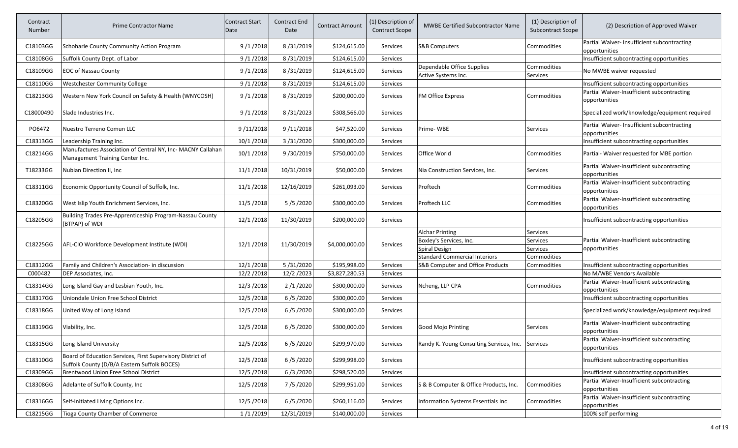| Contract Number | Prime Contractor Name | Contract Start Date | Contract End Date | Contract Amount | (1) Description of Contract Scope | MWBE Certified Subcontractor Name | (1) Description of Subcontract Scope | (2) Description of Approved Waiver |
|---|---|---|---|---|---|---|---|---|
| C18103GG | Schoharie County Community Action Program | 9 /1 /2018 | 8 /31/2019 | $124,615.00 | Services | S&B Computers | Commodities | Partial Waiver- Insufficient subcontracting opportunities |
| C18108GG | Suffolk County Dept. of Labor | 9 /1 /2018 | 8 /31/2019 | $124,615.00 | Services | | | Insufficient subcontracting opportunities |
| C18109GG | EOC of Nassau County | 9 /1 /2018 | 8 /31/2019 | $124,615.00 | Services | Dependable Office Supplies | Commodities | No MWBE waiver requested |
| | | | | | | Active Systems Inc. | Services | |
| C18110GG | Westchester Community College | 9 /1 /2018 | 8 /31/2019 | $124,615.00 | Services | | | Insufficient subcontracting opportunities |
| C18213GG | Western New York Council on Safety & Health (WNYCOSH) | 9 /1 /2018 | 8 /31/2019 | $200,000.00 | Services | FM Office Express | Commodities | Partial Waiver-Insufficient subcontracting opportunities |
| C18000490 | Slade Industries Inc. | 9 /1 /2018 | 8 /31/2023 | $308,566.00 | Services | | | Specialized work/knowledge/equipment required |
| PO6472 | Nuestro Terreno Comun LLC | 9 /11/2018 | 9 /11/2018 | $47,520.00 | Services | Prime- WBE | Services | Partial Waiver- Insufficient subcontracting opportunities |
| C18313GG | Leadership Training Inc. | 10/1 /2018 | 3 /31/2020 | $300,000.00 | Services | | | Insufficient subcontracting opportunities |
| C18214GG | Manufactures Association of Central NY, Inc- MACNY Callahan Management Training Center Inc. | 10/1 /2018 | 9 /30/2019 | $750,000.00 | Services | Office World | Commodities | Partial- Waiver requested for MBE portion |
| T18233GG | Nubian Direction II, Inc | 11/1 /2018 | 10/31/2019 | $50,000.00 | Services | Nia Construction Services, Inc. | Services | Partial Waiver-Insufficient subcontracting opportunities |
| C18311GG | Economic Opportunity Council of Suffolk, Inc. | 11/1 /2018 | 12/16/2019 | $261,093.00 | Services | Proftech | Commodities | Partial Waiver-Insufficient subcontracting opportunities |
| C18320GG | West Islip Youth Enrichment Services, Inc. | 11/5 /2018 | 5 /5 /2020 | $300,000.00 | Services | Proftech LLC | Commodities | Partial Waiver-Insufficient subcontracting opportunities |
| C18205GG | Building Trades Pre-Apprenticeship Program-Nassau County (BTPAP) of WDI | 12/1 /2018 | 11/30/2019 | $200,000.00 | Services | | | Insufficient subcontracting opportunities |
| C18225GG | AFL-CIO Workforce Development Institute (WDI) | 12/1 /2018 | 11/30/2019 | $4,000,000.00 | Services | Alchar Printing | Services | Partial Waiver-Insufficient subcontracting opportunities |
| | | | | | | Boxley's Services, Inc. | Services | |
| | | | | | | Spiral Design | Services | |
| | | | | | | Standard Commercial Interiors | Commodities | |
| C18312GG | Family and Children's Association- in discussion | 12/1 /2018 | 5 /31/2020 | $195,998.00 | Services | S&B Computer and Office Products | Commodities | Insufficient subcontracting opportunities |
| C000482 | DEP Associates, Inc. | 12/2 /2018 | 12/2 /2023 | $3,827,280.53 | Services | | | No M/WBE Vendors Available |
| C18314GG | Long Island Gay and Lesbian Youth, Inc. | 12/3 /2018 | 2 /1 /2020 | $300,000.00 | Services | Ncheng, LLP CPA | Commodities | Partial Waiver-Insufficient subcontracting opportunities |
| C18317GG | Uniondale Union Free School District | 12/5 /2018 | 6 /5 /2020 | $300,000.00 | Services | | | Insufficient subcontracting opportunities |
| C18318GG | United Way of Long Island | 12/5 /2018 | 6 /5 /2020 | $300,000.00 | Services | | | Specialized work/knowledge/equipment required |
| C18319GG | Viability, Inc. | 12/5 /2018 | 6 /5 /2020 | $300,000.00 | Services | Good Mojo Printing | Services | Partial Waiver-Insufficient subcontracting opportunities |
| C18315GG | Long Island University | 12/5 /2018 | 6 /5 /2020 | $299,970.00 | Services | Randy K. Young Consulting Services, Inc. | Services | Partial Waiver-Insufficient subcontracting opportunities |
| C18310GG | Board of Education Services, First Supervisory District of Suffolk County (D/B/A Eastern Suffolk BOCES) | 12/5 /2018 | 6 /5 /2020 | $299,998.00 | Services | | | Insufficient subcontracting opportunities |
| C18309GG | Brentwood Union Free School District | 12/5 /2018 | 6 /3 /2020 | $298,520.00 | Services | | | Insufficient subcontracting opportunities |
| C18308GG | Adelante of Suffolk County, Inc | 12/5 /2018 | 7 /5 /2020 | $299,951.00 | Services | S & B Computer & Office Products, Inc. | Commodities | Partial Waiver-Insufficient subcontracting opportunities |
| C18316GG | Self-Initiated Living Options Inc. | 12/5 /2018 | 6 /5 /2020 | $260,116.00 | Services | Information Systems Essentials Inc | Commodities | Partial Waiver-Insufficient subcontracting opportunities |
| C18215GG | Tioga County Chamber of Commerce | 1 /1 /2019 | 12/31/2019 | $140,000.00 | Services | | | 100% self performing |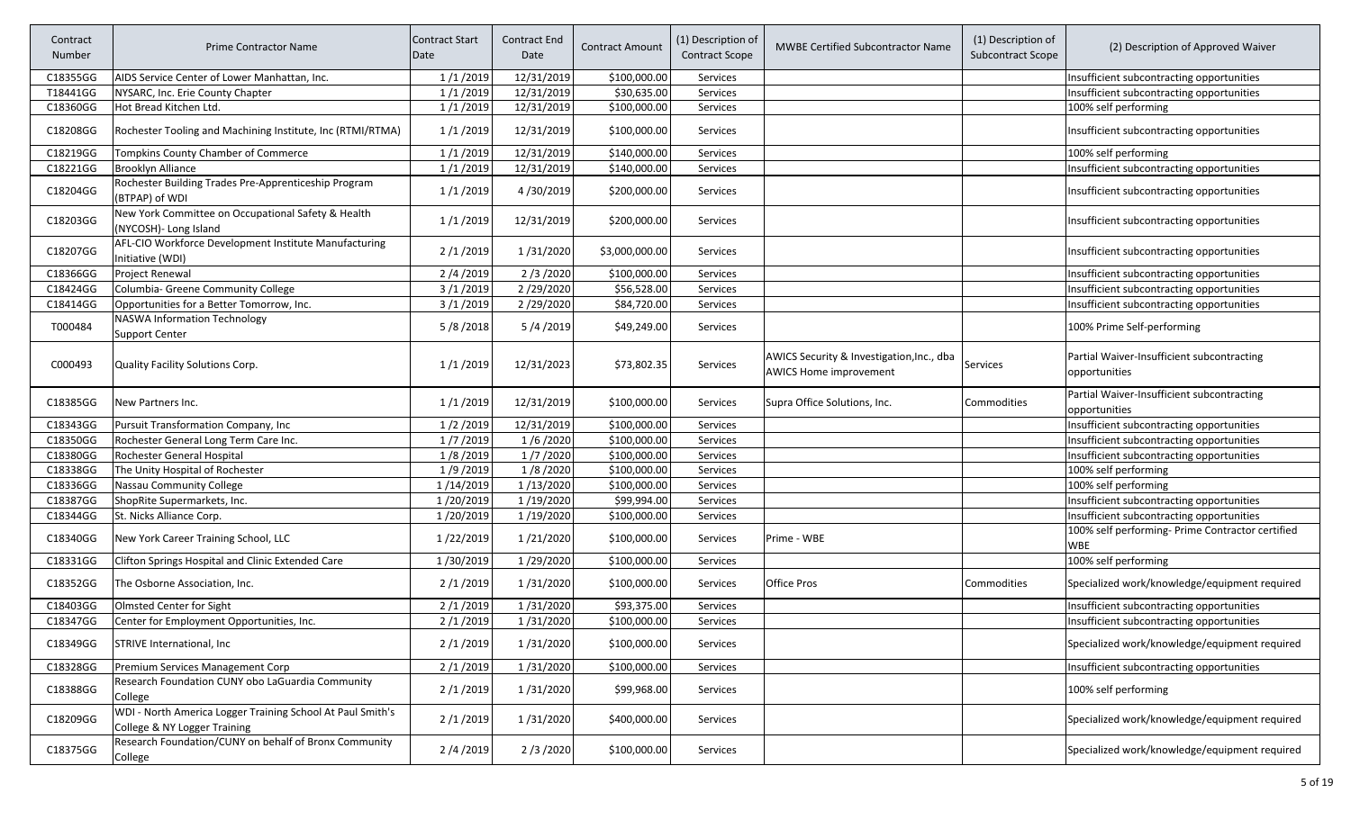| Contract Number | Prime Contractor Name | Contract Start Date | Contract End Date | Contract Amount | (1) Description of Contract Scope | MWBE Certified Subcontractor Name | (1) Description of Subcontract Scope | (2) Description of Approved Waiver |
|---|---|---|---|---|---|---|---|---|
| C18355GG | AIDS Service Center of Lower Manhattan, Inc. | 1 /1 /2019 | 12/31/2019 | $100,000.00 | Services | | | Insufficient subcontracting opportunities |
| T18441GG | NYSARC, Inc. Erie County Chapter | 1 /1 /2019 | 12/31/2019 | $30,635.00 | Services | | | Insufficient subcontracting opportunities |
| C18360GG | Hot Bread Kitchen Ltd. | 1 /1 /2019 | 12/31/2019 | $100,000.00 | Services | | | 100% self performing |
| C18208GG | Rochester Tooling and Machining Institute, Inc (RTMI/RTMA) | 1 /1 /2019 | 12/31/2019 | $100,000.00 | Services | | | Insufficient subcontracting opportunities |
| C18219GG | Tompkins County Chamber of Commerce | 1 /1 /2019 | 12/31/2019 | $140,000.00 | Services | | | 100% self performing |
| C18221GG | Brooklyn Alliance | 1 /1 /2019 | 12/31/2019 | $140,000.00 | Services | | | Insufficient subcontracting opportunities |
| C18204GG | Rochester Building Trades Pre-Apprenticeship Program (BTPAP) of WDI | 1 /1 /2019 | 4 /30/2019 | $200,000.00 | Services | | | Insufficient subcontracting opportunities |
| C18203GG | New York Committee on Occupational Safety & Health (NYCOSH)- Long Island | 1 /1 /2019 | 12/31/2019 | $200,000.00 | Services | | | Insufficient subcontracting opportunities |
| C18207GG | AFL-CIO Workforce Development Institute Manufacturing Initiative (WDI) | 2 /1 /2019 | 1 /31/2020 | $3,000,000.00 | Services | | | Insufficient subcontracting opportunities |
| C18366GG | Project Renewal | 2 /4 /2019 | 2 /3 /2020 | $100,000.00 | Services | | | Insufficient subcontracting opportunities |
| C18424GG | Columbia- Greene Community College | 3 /1 /2019 | 2 /29/2020 | $56,528.00 | Services | | | Insufficient subcontracting opportunities |
| C18414GG | Opportunities for a Better Tomorrow, Inc. | 3 /1 /2019 | 2 /29/2020 | $84,720.00 | Services | | | Insufficient subcontracting opportunities |
| T000484 | NASWA Information Technology Support Center | 5 /8 /2018 | 5 /4 /2019 | $49,249.00 | Services | | | 100% Prime Self-performing |
| C000493 | Quality Facility Solutions Corp. | 1 /1 /2019 | 12/31/2023 | $73,802.35 | Services | AWICS Security & Investigation,Inc., dba AWICS Home improvement | Services | Partial Waiver-Insufficient subcontracting opportunities |
| C18385GG | New Partners Inc. | 1 /1 /2019 | 12/31/2019 | $100,000.00 | Services | Supra Office Solutions, Inc. | Commodities | Partial Waiver-Insufficient subcontracting opportunities |
| C18343GG | Pursuit Transformation Company, Inc | 1 /2 /2019 | 12/31/2019 | $100,000.00 | Services | | | Insufficient subcontracting opportunities |
| C18350GG | Rochester General Long Term Care Inc. | 1 /7 /2019 | 1 /6 /2020 | $100,000.00 | Services | | | Insufficient subcontracting opportunities |
| C18380GG | Rochester General Hospital | 1 /8 /2019 | 1 /7 /2020 | $100,000.00 | Services | | | Insufficient subcontracting opportunities |
| C18338GG | The Unity Hospital of Rochester | 1 /9 /2019 | 1 /8 /2020 | $100,000.00 | Services | | | 100% self performing |
| C18336GG | Nassau Community College | 1 /14/2019 | 1 /13/2020 | $100,000.00 | Services | | | 100% self performing |
| C18387GG | ShopRite Supermarkets, Inc. | 1 /20/2019 | 1 /19/2020 | $99,994.00 | Services | | | Insufficient subcontracting opportunities |
| C18344GG | St. Nicks Alliance Corp. | 1 /20/2019 | 1 /19/2020 | $100,000.00 | Services | | | Insufficient subcontracting opportunities |
| C18340GG | New York Career Training School, LLC | 1 /22/2019 | 1 /21/2020 | $100,000.00 | Services | Prime - WBE | | 100% self performing- Prime Contractor certified WBE |
| C18331GG | Clifton Springs Hospital and Clinic Extended Care | 1 /30/2019 | 1 /29/2020 | $100,000.00 | Services | | | 100% self performing |
| C18352GG | The Osborne Association, Inc. | 2 /1 /2019 | 1 /31/2020 | $100,000.00 | Services | Office Pros | Commodities | Specialized work/knowledge/equipment required |
| C18403GG | Olmsted Center for Sight | 2 /1 /2019 | 1 /31/2020 | $93,375.00 | Services | | | Insufficient subcontracting opportunities |
| C18347GG | Center for Employment Opportunities, Inc. | 2 /1 /2019 | 1 /31/2020 | $100,000.00 | Services | | | Insufficient subcontracting opportunities |
| C18349GG | STRIVE International, Inc | 2 /1 /2019 | 1 /31/2020 | $100,000.00 | Services | | | Specialized work/knowledge/equipment required |
| C18328GG | Premium Services Management Corp | 2 /1 /2019 | 1 /31/2020 | $100,000.00 | Services | | | Insufficient subcontracting opportunities |
| C18388GG | Research Foundation CUNY obo LaGuardia Community College | 2 /1 /2019 | 1 /31/2020 | $99,968.00 | Services | | | 100% self performing |
| C18209GG | WDI - North America Logger Training School At Paul Smith's College & NY Logger Training | 2 /1 /2019 | 1 /31/2020 | $400,000.00 | Services | | | Specialized work/knowledge/equipment required |
| C18375GG | Research Foundation/CUNY on behalf of Bronx Community College | 2 /4 /2019 | 2 /3 /2020 | $100,000.00 | Services | | | Specialized work/knowledge/equipment required |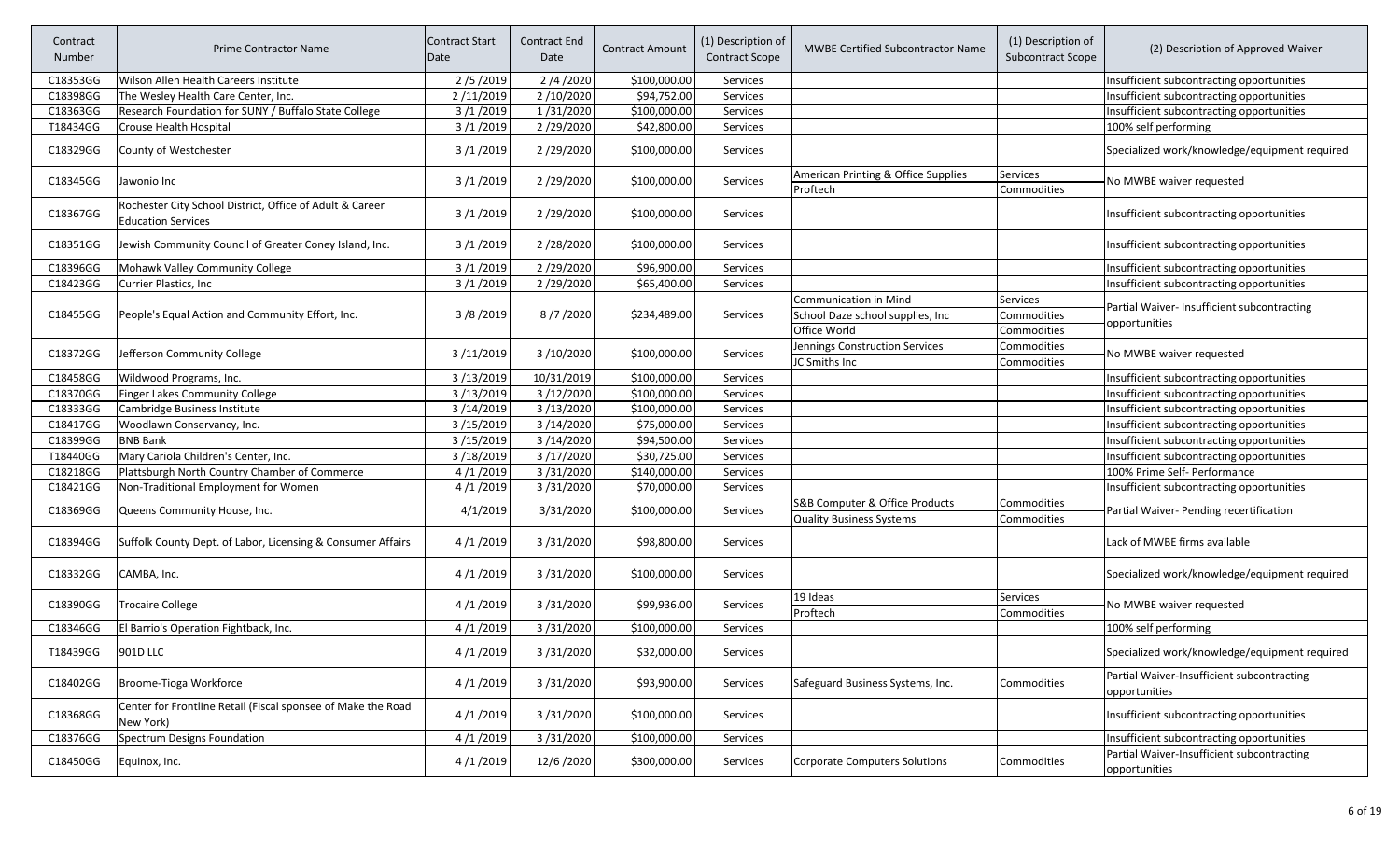| Contract Number | Prime Contractor Name | Contract Start Date | Contract End Date | Contract Amount | (1) Description of Contract Scope | MWBE Certified Subcontractor Name | (1) Description of Subcontract Scope | (2) Description of Approved Waiver |
|---|---|---|---|---|---|---|---|---|
| C18353GG | Wilson Allen Health Careers Institute | 2 /5 /2019 | 2 /4 /2020 | $100,000.00 | Services | | | Insufficient subcontracting opportunities |
| C18398GG | The Wesley Health Care Center, Inc. | 2 /11/2019 | 2 /10/2020 | $94,752.00 | Services | | | Insufficient subcontracting opportunities |
| C18363GG | Research Foundation for SUNY / Buffalo State College | 3 /1 /2019 | 1 /31/2020 | $100,000.00 | Services | | | Insufficient subcontracting opportunities |
| T18434GG | Crouse Health Hospital | 3 /1 /2019 | 2 /29/2020 | $42,800.00 | Services | | | 100% self performing |
| C18329GG | County of Westchester | 3 /1 /2019 | 2 /29/2020 | $100,000.00 | Services | | | Specialized work/knowledge/equipment required |
| C18345GG | Jawonio Inc | 3 /1 /2019 | 2 /29/2020 | $100,000.00 | Services | American Printing & Office Supplies<br>Proftech | Services<br>Commodities | No MWBE waiver requested |
| C18367GG | Rochester City School District, Office of Adult & Career Education Services | 3 /1 /2019 | 2 /29/2020 | $100,000.00 | Services | | | Insufficient subcontracting opportunities |
| C18351GG | Jewish Community Council of Greater Coney Island, Inc. | 3 /1 /2019 | 2 /28/2020 | $100,000.00 | Services | | | Insufficient subcontracting opportunities |
| C18396GG | Mohawk Valley Community College | 3 /1 /2019 | 2 /29/2020 | $96,900.00 | Services | | | Insufficient subcontracting opportunities |
| C18423GG | Currier Plastics, Inc | 3 /1 /2019 | 2 /29/2020 | $65,400.00 | Services | | | Insufficient subcontracting opportunities |
| C18455GG | People's Equal Action and Community Effort, Inc. | 3 /8 /2019 | 8 /7 /2020 | $234,489.00 | Services | Communication in Mind<br>School Daze school supplies, Inc<br>Office World | Services<br>Commodities<br>Commodities | Partial Waiver- Insufficient subcontracting opportunities |
| C18372GG | Jefferson Community College | 3 /11/2019 | 3 /10/2020 | $100,000.00 | Services | Jennings Construction Services<br>JC Smiths Inc | Commodities<br>Commodities | No MWBE waiver requested |
| C18458GG | Wildwood Programs, Inc. | 3 /13/2019 | 10/31/2019 | $100,000.00 | Services | | | Insufficient subcontracting opportunities |
| C18370GG | Finger Lakes Community College | 3 /13/2019 | 3 /12/2020 | $100,000.00 | Services | | | Insufficient subcontracting opportunities |
| C18333GG | Cambridge Business Institute | 3 /14/2019 | 3 /13/2020 | $100,000.00 | Services | | | Insufficient subcontracting opportunities |
| C18417GG | Woodlawn Conservancy, Inc. | 3 /15/2019 | 3 /14/2020 | $75,000.00 | Services | | | Insufficient subcontracting opportunities |
| C18399GG | BNB Bank | 3 /15/2019 | 3 /14/2020 | $94,500.00 | Services | | | Insufficient subcontracting opportunities |
| T18440GG | Mary Cariola Children's Center, Inc. | 3 /18/2019 | 3 /17/2020 | $30,725.00 | Services | | | Insufficient subcontracting opportunities |
| C18218GG | Plattsburgh North Country Chamber of Commerce | 4 /1 /2019 | 3 /31/2020 | $140,000.00 | Services | | | 100% Prime Self- Performance |
| C18421GG | Non-Traditional Employment for Women | 4 /1 /2019 | 3 /31/2020 | $70,000.00 | Services | | | Insufficient subcontracting opportunities |
| C18369GG | Queens Community House, Inc. | 4/1/2019 | 3/31/2020 | $100,000.00 | Services | S&B Computer & Office Products<br>Quality Business Systems | Commodities<br>Commodities | Partial Waiver- Pending recertification |
| C18394GG | Suffolk County Dept. of Labor, Licensing & Consumer Affairs | 4 /1 /2019 | 3 /31/2020 | $98,800.00 | Services | | | Lack of MWBE firms available |
| C18332GG | CAMBA, Inc. | 4 /1 /2019 | 3 /31/2020 | $100,000.00 | Services | | | Specialized work/knowledge/equipment required |
| C18390GG | Trocaire College | 4 /1 /2019 | 3 /31/2020 | $99,936.00 | Services | 19 Ideas<br>Proftech | Services<br>Commodities | No MWBE waiver requested |
| C18346GG | El Barrio's Operation Fightback, Inc. | 4 /1 /2019 | 3 /31/2020 | $100,000.00 | Services | | | 100% self performing |
| T18439GG | 901D LLC | 4 /1 /2019 | 3 /31/2020 | $32,000.00 | Services | | | Specialized work/knowledge/equipment required |
| C18402GG | Broome-Tioga Workforce | 4 /1 /2019 | 3 /31/2020 | $93,900.00 | Services | Safeguard Business Systems, Inc. | Commodities | Partial Waiver-Insufficient subcontracting opportunities |
| C18368GG | Center for Frontline Retail (Fiscal sponsee of Make the Road New York) | 4 /1 /2019 | 3 /31/2020 | $100,000.00 | Services | | | Insufficient subcontracting opportunities |
| C18376GG | Spectrum Designs Foundation | 4 /1 /2019 | 3 /31/2020 | $100,000.00 | Services | | | Insufficient subcontracting opportunities |
| C18450GG | Equinox, Inc. | 4 /1 /2019 | 12/6 /2020 | $300,000.00 | Services | Corporate Computers Solutions | Commodities | Partial Waiver-Insufficient subcontracting opportunities |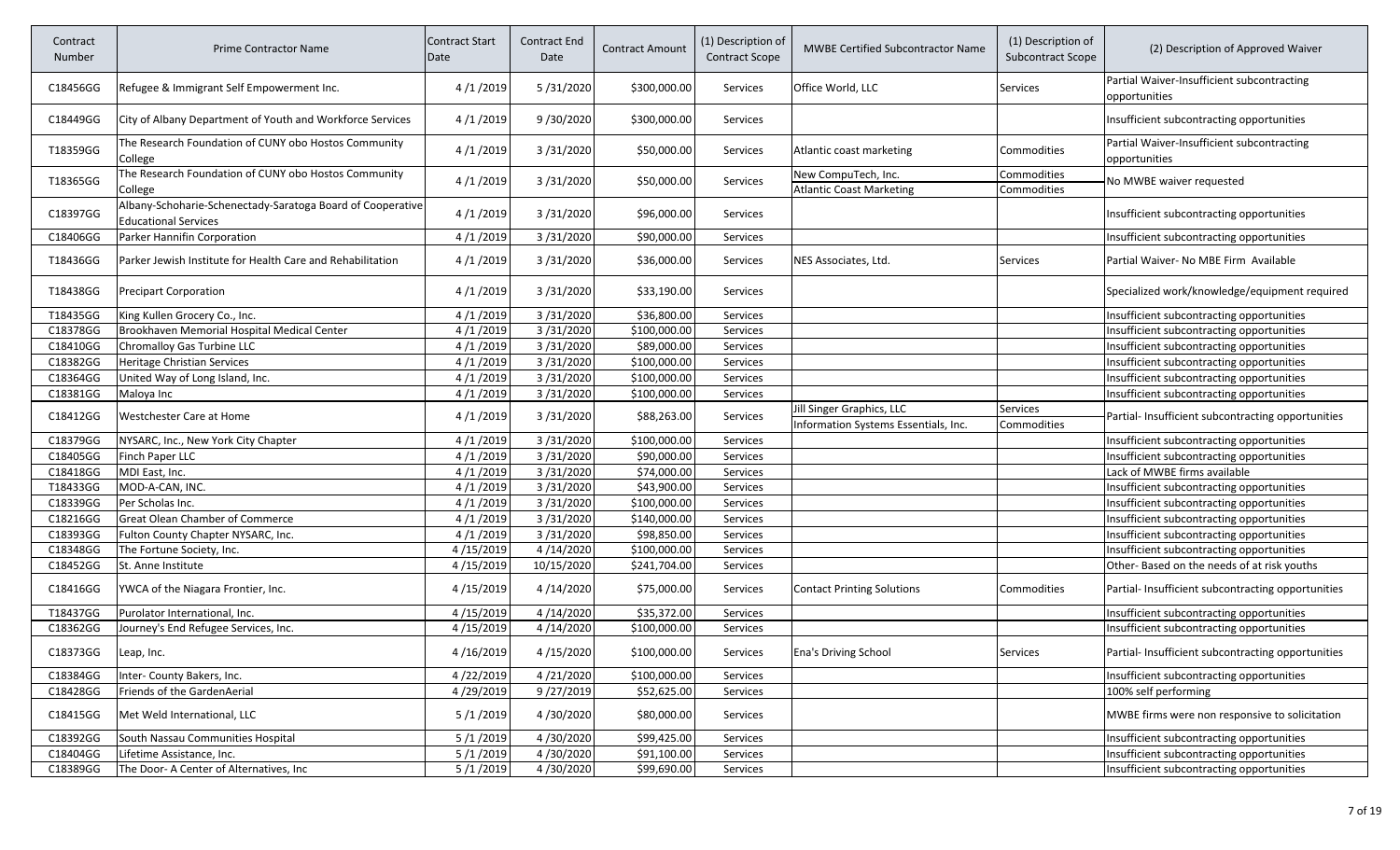| Contract Number | Prime Contractor Name | Contract Start Date | Contract End Date | Contract Amount | (1) Description of Contract Scope | MWBE Certified Subcontractor Name | (1) Description of Subcontract Scope | (2) Description of Approved Waiver |
|---|---|---|---|---|---|---|---|---|
| C18456GG | Refugee & Immigrant Self Empowerment Inc. | 4 /1 /2019 | 5 /31/2020 | $300,000.00 | Services | Office World, LLC | Services | Partial Waiver-Insufficient subcontracting opportunities |
| C18449GG | City of Albany Department of Youth and Workforce Services | 4 /1 /2019 | 9 /30/2020 | $300,000.00 | Services | | | Insufficient subcontracting opportunities |
| T18359GG | The Research Foundation of CUNY obo Hostos Community College | 4 /1 /2019 | 3 /31/2020 | $50,000.00 | Services | Atlantic coast marketing | Commodities | Partial Waiver-Insufficient subcontracting opportunities |
| T18365GG | The Research Foundation of CUNY obo Hostos Community College | 4 /1 /2019 | 3 /31/2020 | $50,000.00 | Services | New CompuTech, Inc.<br>Atlantic Coast Marketing | Commodities<br>Commodities | No MWBE waiver requested |
| C18397GG | Albany-Schoharie-Schenectady-Saratoga Board of Cooperative Educational Services | 4 /1 /2019 | 3 /31/2020 | $96,000.00 | Services | | | Insufficient subcontracting opportunities |
| C18406GG | Parker Hannifin Corporation | 4 /1 /2019 | 3 /31/2020 | $90,000.00 | Services | | | Insufficient subcontracting opportunities |
| T18436GG | Parker Jewish Institute for Health Care and Rehabilitation | 4 /1 /2019 | 3 /31/2020 | $36,000.00 | Services | NES Associates, Ltd. | Services | Partial Waiver- No MBE Firm Available |
| T18438GG | Precipart Corporation | 4 /1 /2019 | 3 /31/2020 | $33,190.00 | Services | | | Specialized work/knowledge/equipment required |
| T18435GG | King Kullen Grocery Co., Inc. | 4 /1 /2019 | 3 /31/2020 | $36,800.00 | Services | | | Insufficient subcontracting opportunities |
| C18378GG | Brookhaven Memorial Hospital Medical Center | 4 /1 /2019 | 3 /31/2020 | $100,000.00 | Services | | | Insufficient subcontracting opportunities |
| C18410GG | Chromalloy Gas Turbine LLC | 4 /1 /2019 | 3 /31/2020 | $89,000.00 | Services | | | Insufficient subcontracting opportunities |
| C18382GG | Heritage Christian Services | 4 /1 /2019 | 3 /31/2020 | $100,000.00 | Services | | | Insufficient subcontracting opportunities |
| C18364GG | United Way of Long Island, Inc. | 4 /1 /2019 | 3 /31/2020 | $100,000.00 | Services | | | Insufficient subcontracting opportunities |
| C18381GG | Maloya Inc | 4 /1 /2019 | 3 /31/2020 | $100,000.00 | Services | | | Insufficient subcontracting opportunities |
| C18412GG | Westchester Care at Home | 4 /1 /2019 | 3 /31/2020 | $88,263.00 | Services | Jill Singer Graphics, LLC<br>Information Systems Essentials, Inc. | Services<br>Commodities | Partial- Insufficient subcontracting opportunities |
| C18379GG | NYSARC, Inc., New York City Chapter | 4 /1 /2019 | 3 /31/2020 | $100,000.00 | Services | | | Insufficient subcontracting opportunities |
| C18405GG | Finch Paper LLC | 4 /1 /2019 | 3 /31/2020 | $90,000.00 | Services | | | Insufficient subcontracting opportunities |
| C18418GG | MDI East, Inc. | 4 /1 /2019 | 3 /31/2020 | $74,000.00 | Services | | | Lack of MWBE firms available |
| T18433GG | MOD-A-CAN, INC. | 4 /1 /2019 | 3 /31/2020 | $43,900.00 | Services | | | Insufficient subcontracting opportunities |
| C18339GG | Per Scholas Inc. | 4 /1 /2019 | 3 /31/2020 | $100,000.00 | Services | | | Insufficient subcontracting opportunities |
| C18216GG | Great Olean Chamber of Commerce | 4 /1 /2019 | 3 /31/2020 | $140,000.00 | Services | | | Insufficient subcontracting opportunities |
| C18393GG | Fulton County Chapter NYSARC, Inc. | 4 /1 /2019 | 3 /31/2020 | $98,850.00 | Services | | | Insufficient subcontracting opportunities |
| C18348GG | The Fortune Society, Inc. | 4 /15/2019 | 4 /14/2020 | $100,000.00 | Services | | | Insufficient subcontracting opportunities |
| C18452GG | St. Anne Institute | 4 /15/2019 | 10/15/2020 | $241,704.00 | Services | | | Other- Based on the needs of at risk youths |
| C18416GG | YWCA of the Niagara Frontier, Inc. | 4 /15/2019 | 4 /14/2020 | $75,000.00 | Services | Contact Printing Solutions | Commodities | Partial- Insufficient subcontracting opportunities |
| T18437GG | Purolator International, Inc. | 4 /15/2019 | 4 /14/2020 | $35,372.00 | Services | | | Insufficient subcontracting opportunities |
| C18362GG | Journey's End Refugee Services, Inc. | 4 /15/2019 | 4 /14/2020 | $100,000.00 | Services | | | Insufficient subcontracting opportunities |
| C18373GG | Leap, Inc. | 4 /16/2019 | 4 /15/2020 | $100,000.00 | Services | Ena's Driving School | Services | Partial- Insufficient subcontracting opportunities |
| C18384GG | Inter- County Bakers, Inc. | 4 /22/2019 | 4 /21/2020 | $100,000.00 | Services | | | Insufficient subcontracting opportunities |
| C18428GG | Friends of the GardenAerial | 4 /29/2019 | 9 /27/2019 | $52,625.00 | Services | | | 100% self performing |
| C18415GG | Met Weld International, LLC | 5 /1 /2019 | 4 /30/2020 | $80,000.00 | Services | | | MWBE firms were non responsive to solicitation |
| C18392GG | South Nassau Communities Hospital | 5 /1 /2019 | 4 /30/2020 | $99,425.00 | Services | | | Insufficient subcontracting opportunities |
| C18404GG | Lifetime Assistance, Inc. | 5 /1 /2019 | 4 /30/2020 | $91,100.00 | Services | | | Insufficient subcontracting opportunities |
| C18389GG | The Door- A Center of Alternatives, Inc | 5 /1 /2019 | 4 /30/2020 | $99,690.00 | Services | | | Insufficient subcontracting opportunities |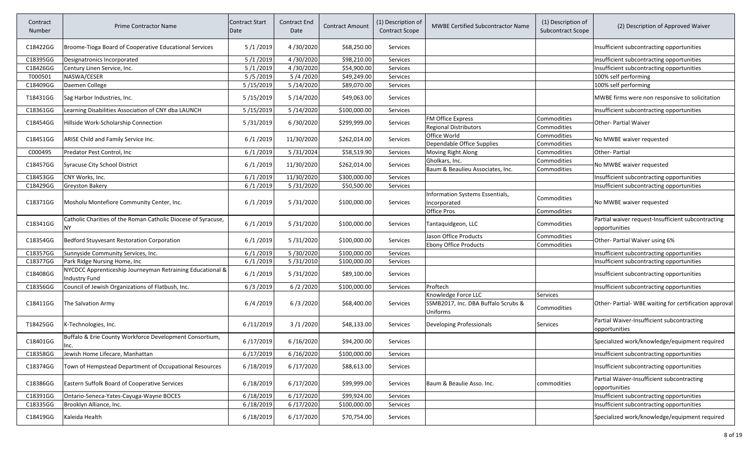| Contract Number | Prime Contractor Name | Contract Start Date | Contract End Date | Contract Amount | (1) Description of Contract Scope | MWBE Certified Subcontractor Name | (1) Description of Subcontract Scope | (2) Description of Approved Waiver |
|---|---|---|---|---|---|---|---|---|
| C18422GG | Broome-Tioga Board of Cooperative Educational Services | 5 /1 /2019 | 4 /30/2020 | $68,250.00 | Services | | | Insufficient subcontracting opportunities |
| C18395GG | Designatronics Incorporated | 5 /1 /2019 | 4 /30/2020 | $98,210.00 | Services | | | Insufficient subcontracting opportunities |
| C18426GG | Century Linen Service, Inc. | 5 /1 /2019 | 4 /30/2020 | $54,900.00 | Services | | | Insufficient subcontracting opportunities |
| T000501 | NASWA/CESER | 5 /5 /2019 | 5 /4 /2020 | $49,249.00 | Services | | | 100% self performing |
| C18409GG | Daemen College | 5 /15/2019 | 5 /14/2020 | $89,070.00 | Services | | | 100% self performing |
| T18431GG | Sag Harbor Industries, Inc. | 5 /15/2019 | 5 /14/2020 | $49,063.00 | Services | | | MWBE firms were non responsive to solicitation |
| C18361GG | Learning Disabilities Association of CNY dba LAUNCH | 5 /15/2019 | 5 /14/2020 | $100,000.00 | Services | | | Insufficient subcontracting opportunities |
| C18454GG | Hillside Work-Scholarship Connection | 5 /31/2019 | 6 /30/2020 | $299,999.00 | Services | FM Office Express | Commodities | Other- Partial Waiver |
| | | | | | | Regional Distributors | Commodities | |
| C18451GG | ARISE Child and Family Service Inc. | 6 /1 /2019 | 11/30/2020 | $262,014.00 | Services | Office World | Commodities | No MWBE waiver requested |
| | | | | | | Dependable Office Supplies | Commodities | |
| C000495 | Predator Pest Control, Inc | 6 /1 /2019 | 5 /31/2024 | $58,519.90 | Services | Moving Right Along | Commodities | Other- Partial |
| C18457GG | Syracuse City School District | 6 /1 /2019 | 11/30/2020 | $262,014.00 | Services | Gholkars, Inc. | Commodities | No MWBE waiver requested |
| | | | | | | Baum & Beaulieu Associates, Inc. | Commodities | |
| C18453GG | CNY Works, Inc. | 6 /1 /2019 | 11/30/2020 | $300,000.00 | Services | | | Insufficient subcontracting opportunities |
| C18429GG | Greyston Bakery | 6 /1 /2019 | 5 /31/2020 | $50,500.00 | Services | | | Insufficient subcontracting opportunities |
| C18371GG | Mosholu Montefiore Community Center, Inc. | 6 /1 /2019 | 5 /31/2020 | $100,000.00 | Services | Information Systems Essentials, Incorporated | Commodities | No MWBE waiver requested |
| | | | | | | Office Pros | Commodities | |
| C18341GG | Catholic Charities of the Roman Catholic Diocese of Syracuse, NY | 6 /1 /2019 | 5 /31/2020 | $100,000.00 | Services | Tantaquidgeon, LLC | Commodities | Partial waiver request-Insufficient subcontracting opportunities |
| C18354GG | Bedford Stuyvesant Restoration Corporation | 6 /1 /2019 | 5 /31/2020 | $100,000.00 | Services | Jason Office Products | Commodities | Other- Partial Waiver using 6% |
| | | | | | | Ebony Office Products | Commodities | |
| C18357GG | Sunnyside Community Services, Inc. | 6 /1 /2019 | 5 /30/2020 | $100,000.00 | Services | | | Insufficient subcontracting opportunities |
| C18377GG | Park Ridge Nursing Home, Inc | 6 /1 /2019 | 5 /31/2010 | $100,000.00 | Services | | | Insufficient subcontracting opportunities |
| C18408GG | NYCDCC Apprenticeship Journeyman Retraining Educational & Industry Fund | 6 /1 /2019 | 5 /31/2020 | $89,100.00 | Services | | | Insufficient subcontracting opportunities |
| C18356GG | Council of Jewish Organizations of Flatbush, Inc. | 6 /3 /2019 | 6 /2 /2020 | $100,000.00 | Services | Proftech | | Insufficient subcontracting opportunities |
| C18411GG | The Salvation Army | 6 /4 /2019 | 6 /3 /2020 | $68,400.00 | Services | Knowledge Force LLC | Services | Other- Partial- WBE waiting for certification approval |
| | | | | | | SSMB2017, Inc. DBA Buffalo Scrubs & Uniforms | Commodities | |
| T18425GG | K-Technologies, Inc. | 6 /11/2019 | 3 /1 /2020 | $48,133.00 | Services | Developing Professionals | Services | Partial Waiver-Insufficient subcontracting opportunities |
| C18401GG | Buffalo & Erie County Workforce Development Consortium, Inc. | 6 /17/2019 | 6 /16/2020 | $94,200.00 | Services | | | Specialized work/knowledge/equipment required |
| C18358GG | Jewish Home Lifecare, Manhattan | 6 /17/2019 | 6 /16/2020 | $100,000.00 | Services | | | Insufficient subcontracting opportunities |
| C18374GG | Town of Hempstead Department of Occupational Resources | 6 /18/2019 | 6 /17/2020 | $88,613.00 | Services | | | Insufficient subcontracting opportunities |
| C18386GG | Eastern Suffolk Board of Cooperative Services | 6 /18/2019 | 6 /17/2020 | $99,999.00 | Services | Baum & Beaulie Asso. Inc. | commodities | Partial Waiver-Insufficient subcontracting opportunities |
| C18391GG | Ontario-Seneca-Yates-Cayuga-Wayne BOCES | 6 /18/2019 | 6 /17/2020 | $99,924.00 | Services | | | Insufficient subcontracting opportunities |
| C18335GG | Brooklyn Alliance, Inc. | 6 /18/2019 | 6 /17/2020 | $100,000.00 | Services | | | Insufficient subcontracting opportunities |
| C18419GG | Kaleida Health | 6 /18/2019 | 6 /17/2020 | $70,754.00 | Services | | | Specialized work/knowledge/equipment required |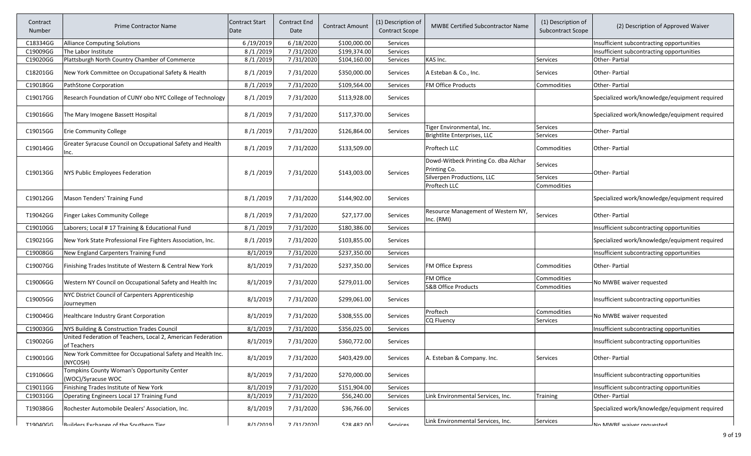| Contract Number | Prime Contractor Name | Contract Start Date | Contract End Date | Contract Amount | (1) Description of Contract Scope | MWBE Certified Subcontractor Name | (1) Description of Subcontract Scope | (2) Description of Approved Waiver |
|---|---|---|---|---|---|---|---|---|
| C18334GG | Alliance Computing Solutions | 6 /19/2019 | 6 /18/2020 | $100,000.00 | Services | | | Insufficient subcontracting opportunities |
| C19009GG | The Labor Institute | 8 /1 /2019 | 7 /31/2020 | $199,374.00 | Services | | | Insufficient subcontracting opportunities |
| C19020GG | Plattsburgh North Country Chamber of Commerce | 8 /1 /2019 | 7 /31/2020 | $104,160.00 | Services | KAS Inc. | Services | Other- Partial |
| C18201GG | New York Committee on Occupational Safety & Health | 8 /1 /2019 | 7 /31/2020 | $350,000.00 | Services | A Esteban & Co., Inc. | Services | Other- Partial |
| C19018GG | PathStone Corporation | 8 /1 /2019 | 7 /31/2020 | $109,564.00 | Services | FM Office Products | Commodities | Other- Partial |
| C19017GG | Research Foundation of CUNY obo NYC College of Technology | 8 /1 /2019 | 7 /31/2020 | $113,928.00 | Services | | | Specialized work/knowledge/equipment required |
| C19016GG | The Mary Imogene Bassett Hospital | 8 /1 /2019 | 7 /31/2020 | $117,370.00 | Services | | | Specialized work/knowledge/equipment required |
| C19015GG | Erie Community College | 8 /1 /2019 | 7 /31/2020 | $126,864.00 | Services | Tiger Environmental, Inc. | Services | Other- Partial |
| | | | | | | Brightlite Enterprises, LLC | Services | |
| C19014GG | Greater Syracuse Council on Occupational Safety and Health Inc. | 8 /1 /2019 | 7 /31/2020 | $133,509.00 | | Proftech LLC | Commodities | Other- Partial |
| C19013GG | NYS Public Employees Federation | 8 /1 /2019 | 7 /31/2020 | $143,003.00 | Services | Dowd-Witbeck Printing Co. dba Alchar Printing Co. | Services | Other- Partial |
| | | | | | | Silverpen Productions, LLC | Services | |
| | | | | | | Proftech LLC | Commodities | |
| C19012GG | Mason Tenders' Training Fund | 8 /1 /2019 | 7 /31/2020 | $144,902.00 | Services | | | Specialized work/knowledge/equipment required |
| T19042GG | Finger Lakes Community College | 8 /1 /2019 | 7 /31/2020 | $27,177.00 | Services | Resource Management of Western NY, Inc. (RMI) | Services | Other- Partial |
| C19010GG | Laborers; Local # 17 Training & Educational Fund | 8 /1 /2019 | 7 /31/2020 | $180,386.00 | Services | | | Insufficient subcontracting opportunities |
| C19021GG | New York State Professional Fire Fighters Association, Inc. | 8 /1 /2019 | 7 /31/2020 | $103,855.00 | Services | | | Specialized work/knowledge/equipment required |
| C19008GG | New England Carpenters Training Fund | 8/1/2019 | 7 /31/2020 | $237,350.00 | Services | | | Insufficient subcontracting opportunities |
| C19007GG | Finishing Trades Institute of Western & Central New York | 8/1/2019 | 7 /31/2020 | $237,350.00 | Services | FM Office Express | Commodities | Other- Partial |
| C19006GG | Western NY Council on Occupational Safety and Health Inc | 8/1/2019 | 7 /31/2020 | $279,011.00 | Services | FM Office | Commodities | No MWBE waiver requested |
| | | | | | | S&B Office Products | Commodities | |
| C19005GG | NYC District Council of Carpenters Apprenticeship Journeymen | 8/1/2019 | 7 /31/2020 | $299,061.00 | Services | | | Insufficient subcontracting opportunities |
| C19004GG | Healthcare Industry Grant Corporation | 8/1/2019 | 7 /31/2020 | $308,555.00 | Services | Proftech | Commodities | No MWBE waiver requested |
| | | | | | | CQ Fluency | Services | |
| C19003GG | NYS Building & Construction Trades Council | 8/1/2019 | 7 /31/2020 | $356,025.00 | Services | | | Insufficient subcontracting opportunities |
| C19002GG | United Federation of Teachers, Local 2, American Federation of Teachers | 8/1/2019 | 7 /31/2020 | $360,772.00 | Services | | | Insufficient subcontracting opportunities |
| C19001GG | New York Committee for Occupational Safety and Health Inc. (NYCOSH) | 8/1/2019 | 7 /31/2020 | $403,429.00 | Services | A. Esteban & Company. Inc. | Services | Other- Partial |
| C19106GG | Tompkins County Woman's Opportunity Center (WOC)/Syracuse WOC | 8/1/2019 | 7 /31/2020 | $270,000.00 | Services | | | Insufficient subcontracting opportunities |
| C19011GG | Finishing Trades Institute of New York | 8/1/2019 | 7 /31/2020 | $151,904.00 | Services | | | Insufficient subcontracting opportunities |
| C19031GG | Operating Engineers Local 17 Training Fund | 8/1/2019 | 7 /31/2020 | $56,240.00 | Services | Link Environmental Services, Inc. | Training | Other- Partial |
| T19038GG | Rochester Automobile Dealers' Association, Inc. | 8/1/2019 | 7 /31/2020 | $36,766.00 | Services | | | Specialized work/knowledge/equipment required |
| T19040GG | Builders Exchange of the Southern Tier | 8/1/2019 | 7 /31/2020 | $28,482.00 | Services | Link Environmental Services, Inc. | Services | No MWBE waiver requested |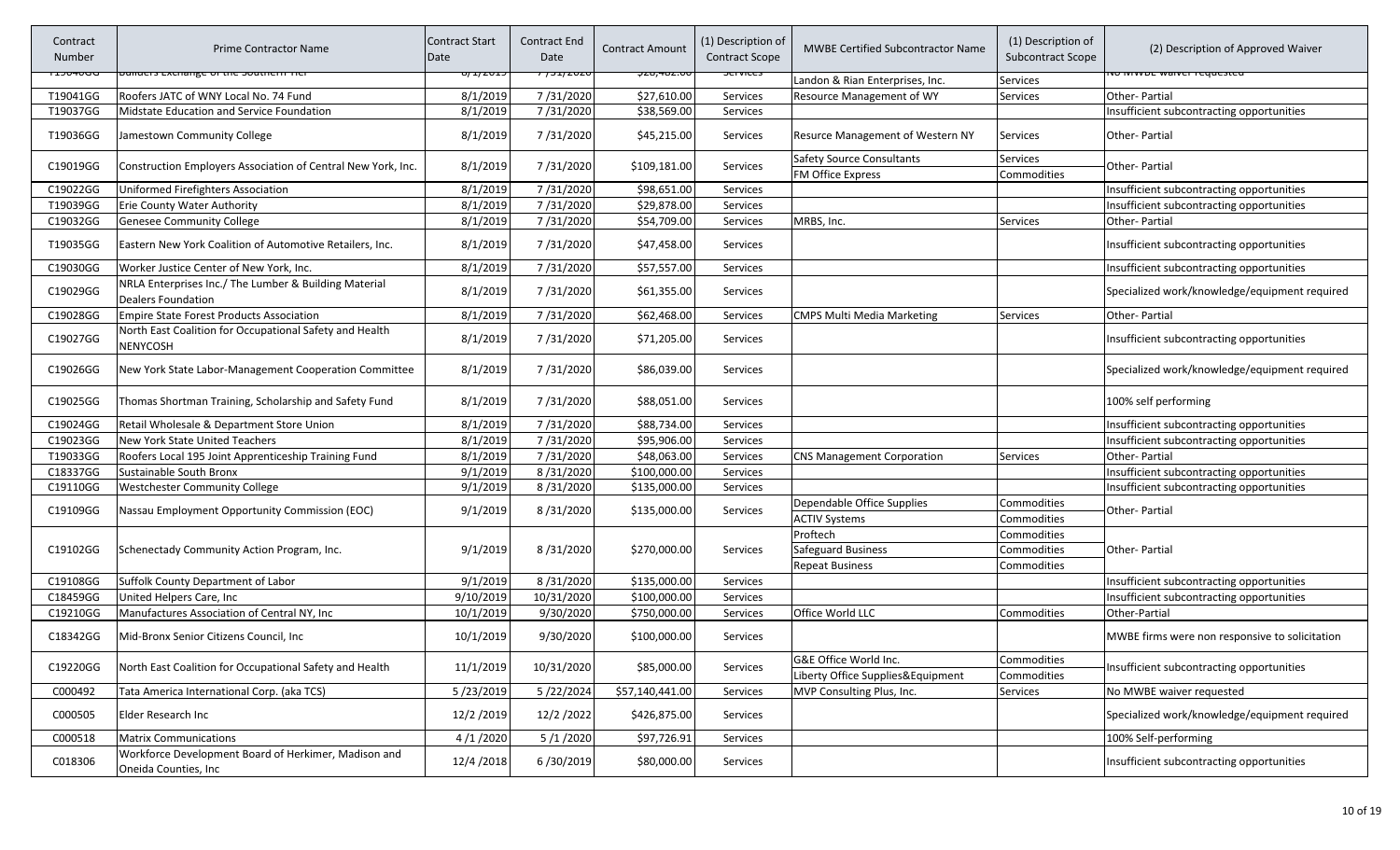| Contract Number | Prime Contractor Name | Contract Start Date | Contract End Date | Contract Amount | (1) Description of Contract Scope | MWBE Certified Subcontractor Name | (1) Description of Subcontract Scope | (2) Description of Approved Waiver |
|---|---|---|---|---|---|---|---|---|
| T19040GG | Builders Exchange of the Southern Tier | 8/1/2019 | 7/31/2020 | $28,482.00 | Services | Landon & Rian Enterprises, Inc. | Services | No MWBE waiver requested |
| T19041GG | Roofers JATC of WNY Local No. 74 Fund | 8/1/2019 | 7 /31/2020 | $27,610.00 | Services | Resource Management of WY | Services | Other- Partial |
| T19037GG | Midstate Education and Service Foundation | 8/1/2019 | 7 /31/2020 | $38,569.00 | Services | | | Insufficient subcontracting opportunities |
| T19036GG | Jamestown Community College | 8/1/2019 | 7 /31/2020 | $45,215.00 | Services | Resurce Management of Western NY | Services | Other- Partial |
| C19019GG | Construction Employers Association of Central New York, Inc. | 8/1/2019 | 7 /31/2020 | $109,181.00 | Services | Safety Source Consultants | Services | Other- Partial |
| | | | | | | FM Office Express | Commodities | |
| C19022GG | Uniformed Firefighters Association | 8/1/2019 | 7 /31/2020 | $98,651.00 | Services | | | Insufficient subcontracting opportunities |
| T19039GG | Erie County Water Authority | 8/1/2019 | 7 /31/2020 | $29,878.00 | Services | | | Insufficient subcontracting opportunities |
| C19032GG | Genesee Community College | 8/1/2019 | 7 /31/2020 | $54,709.00 | Services | MRBS, Inc. | Services | Other- Partial |
| T19035GG | Eastern New York Coalition of Automotive Retailers, Inc. | 8/1/2019 | 7 /31/2020 | $47,458.00 | Services | | | Insufficient subcontracting opportunities |
| C19030GG | Worker Justice Center of New York, Inc. | 8/1/2019 | 7 /31/2020 | $57,557.00 | Services | | | Insufficient subcontracting opportunities |
| C19029GG | NRLA Enterprises Inc./ The Lumber & Building Material Dealers Foundation | 8/1/2019 | 7 /31/2020 | $61,355.00 | Services | | | Specialized work/knowledge/equipment required |
| C19028GG | Empire State Forest Products Association | 8/1/2019 | 7 /31/2020 | $62,468.00 | Services | CMPS Multi Media Marketing | Services | Other- Partial |
| C19027GG | North East Coalition for Occupational Safety and Health NENYCOSH | 8/1/2019 | 7 /31/2020 | $71,205.00 | Services | | | Insufficient subcontracting opportunities |
| C19026GG | New York State Labor-Management Cooperation Committee | 8/1/2019 | 7 /31/2020 | $86,039.00 | Services | | | Specialized work/knowledge/equipment required |
| C19025GG | Thomas Shortman Training, Scholarship and Safety Fund | 8/1/2019 | 7 /31/2020 | $88,051.00 | Services | | | 100% self performing |
| C19024GG | Retail Wholesale & Department Store Union | 8/1/2019 | 7 /31/2020 | $88,734.00 | Services | | | Insufficient subcontracting opportunities |
| C19023GG | New York State United Teachers | 8/1/2019 | 7 /31/2020 | $95,906.00 | Services | | | Insufficient subcontracting opportunities |
| T19033GG | Roofers Local 195 Joint Apprenticeship Training Fund | 8/1/2019 | 7 /31/2020 | $48,063.00 | Services | CNS Management Corporation | Services | Other- Partial |
| C18337GG | Sustainable South Bronx | 9/1/2019 | 8 /31/2020 | $100,000.00 | Services | | | Insufficient subcontracting opportunities |
| C19110GG | Westchester Community College | 9/1/2019 | 8 /31/2020 | $135,000.00 | Services | | | Insufficient subcontracting opportunities |
| C19109GG | Nassau Employment Opportunity Commission (EOC) | 9/1/2019 | 8 /31/2020 | $135,000.00 | Services | Dependable Office Supplies | Commodities | Other- Partial |
| | | | | | | ACTIV Systems | Commodities | |
| C19102GG | Schenectady Community Action Program, Inc. | 9/1/2019 | 8 /31/2020 | $270,000.00 | Services | Proftech | Commodities | Other- Partial |
| | | | | | | Safeguard Business | Commodities | |
| | | | | | | Repeat Business | Commodities | |
| C19108GG | Suffolk County Department of Labor | 9/1/2019 | 8 /31/2020 | $135,000.00 | Services | | | Insufficient subcontracting opportunities |
| C18459GG | United Helpers Care, Inc | 9/10/2019 | 10/31/2020 | $100,000.00 | Services | | | Insufficient subcontracting opportunities |
| C19210GG | Manufactures Association of Central NY, Inc | 10/1/2019 | 9/30/2020 | $750,000.00 | Services | Office World LLC | Commodities | Other-Partial |
| C18342GG | Mid-Bronx Senior Citizens Council, Inc | 10/1/2019 | 9/30/2020 | $100,000.00 | Services | | | MWBE firms were non responsive to solicitation |
| C19220GG | North East Coalition for Occupational Safety and Health | 11/1/2019 | 10/31/2020 | $85,000.00 | Services | G&E Office World Inc. | Commodities | Insufficient subcontracting opportunities |
| | | | | | | Liberty Office Supplies&Equipment | Commodities | |
| C000492 | Tata America International Corp. (aka TCS) | 5 /23/2019 | 5 /22/2024 | $57,140,441.00 | Services | MVP Consulting Plus, Inc. | Services | No MWBE waiver requested |
| C000505 | Elder Research Inc | 12/2 /2019 | 12/2 /2022 | $426,875.00 | Services | | | Specialized work/knowledge/equipment required |
| C000518 | Matrix Communications | 4 /1 /2020 | 5 /1 /2020 | $97,726.91 | Services | | | 100% Self-performing |
| C018306 | Workforce Development Board of Herkimer, Madison and Oneida Counties, Inc | 12/4 /2018 | 6 /30/2019 | $80,000.00 | Services | | | Insufficient subcontracting opportunities |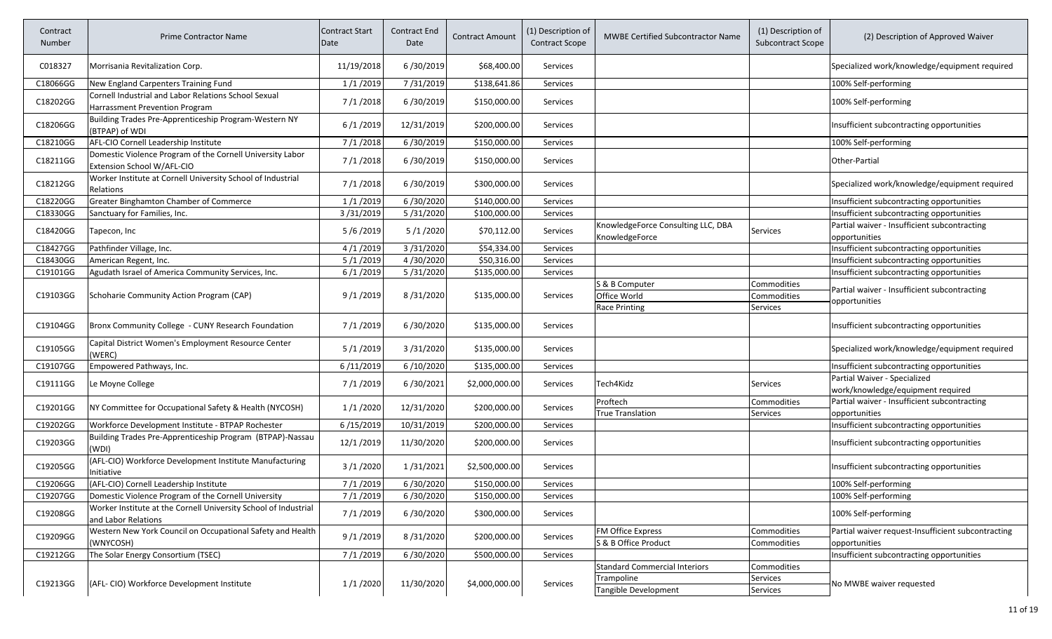| Contract Number | Prime Contractor Name | Contract Start Date | Contract End Date | Contract Amount | (1) Description of Contract Scope | MWBE Certified Subcontractor Name | (1) Description of Subcontract Scope | (2) Description of Approved Waiver |
|---|---|---|---|---|---|---|---|---|
| C018327 | Morrisania Revitalization Corp. | 11/19/2018 | 6 /30/2019 | $68,400.00 | Services | | | Specialized work/knowledge/equipment required |
| C18066GG | New England Carpenters Training Fund | 1 /1 /2019 | 7 /31/2019 | $138,641.86 | Services | | | 100% Self-performing |
| C18202GG | Cornell Industrial and Labor Relations School Sexual Harrassment Prevention Program | 7 /1 /2018 | 6 /30/2019 | $150,000.00 | Services | | | 100% Self-performing |
| C18206GG | Building Trades Pre-Apprenticeship Program-Western NY (BTPAP) of WDI | 6 /1 /2019 | 12/31/2019 | $200,000.00 | Services | | | Insufficient subcontracting opportunities |
| C18210GG | AFL-CIO Cornell Leadership Institute | 7 /1 /2018 | 6 /30/2019 | $150,000.00 | Services | | | 100% Self-performing |
| C18211GG | Domestic Violence Program of the Cornell University Labor Extension School W/AFL-CIO | 7 /1 /2018 | 6 /30/2019 | $150,000.00 | Services | | | Other-Partial |
| C18212GG | Worker Institute at Cornell University School of Industrial Relations | 7 /1 /2018 | 6 /30/2019 | $300,000.00 | Services | | | Specialized work/knowledge/equipment required |
| C18220GG | Greater Binghamton Chamber of Commerce | 1 /1 /2019 | 6 /30/2020 | $140,000.00 | Services | | | Insufficient subcontracting opportunities |
| C18330GG | Sanctuary for Families, Inc. | 3 /31/2019 | 5 /31/2020 | $100,000.00 | Services | | | Insufficient subcontracting opportunities |
| C18420GG | Tapecon, Inc | 5 /6 /2019 | 5 /1 /2020 | $70,112.00 | Services | KnowledgeForce Consulting LLC, DBA KnowledgeForce | Services | Partial waiver - Insufficient subcontracting opportunities |
| C18427GG | Pathfinder Village, Inc. | 4 /1 /2019 | 3 /31/2020 | $54,334.00 | Services | | | Insufficient subcontracting opportunities |
| C18430GG | American Regent, Inc. | 5 /1 /2019 | 4 /30/2020 | $50,316.00 | Services | | | Insufficient subcontracting opportunities |
| C19101GG | Agudath Israel of America Community Services, Inc. | 6 /1 /2019 | 5 /31/2020 | $135,000.00 | Services | | | Insufficient subcontracting opportunities |
| C19103GG | Schoharie Community Action Program (CAP) | 9 /1 /2019 | 8 /31/2020 | $135,000.00 | Services | S & B Computer | Commodities | Partial waiver - Insufficient subcontracting opportunities |
| | | | | | | Office World | Commodities | |
| | | | | | | Race Printing | Services | |
| C19104GG | Bronx Community College - CUNY Research Foundation | 7 /1 /2019 | 6 /30/2020 | $135,000.00 | Services | | | Insufficient subcontracting opportunities |
| C19105GG | Capital District Women's Employment Resource Center (WERC) | 5 /1 /2019 | 3 /31/2020 | $135,000.00 | Services | | | Specialized work/knowledge/equipment required |
| C19107GG | Empowered Pathways, Inc. | 6 /11/2019 | 6 /10/2020 | $135,000.00 | Services | | | Insufficient subcontracting opportunities |
| C19111GG | Le Moyne College | 7 /1 /2019 | 6 /30/2021 | $2,000,000.00 | Services | Tech4Kidz | Services | Partial Waiver - Specialized work/knowledge/equipment required |
| C19201GG | NY Committee for Occupational Safety & Health (NYCOSH) | 1 /1 /2020 | 12/31/2020 | $200,000.00 | Services | Proftech | Commodities | Partial waiver - Insufficient subcontracting opportunities |
| | | | | | | True Translation | Services | |
| C19202GG | Workforce Development Institute - BTPAP Rochester | 6 /15/2019 | 10/31/2019 | $200,000.00 | Services | | | Insufficient subcontracting opportunities |
| C19203GG | Building Trades Pre-Apprenticeship Program (BTPAP)-Nassau (WDI) | 12/1 /2019 | 11/30/2020 | $200,000.00 | Services | | | Insufficient subcontracting opportunities |
| C19205GG | (AFL-CIO) Workforce Development Institute Manufacturing Initiative | 3 /1 /2020 | 1 /31/2021 | $2,500,000.00 | Services | | | Insufficient subcontracting opportunities |
| C19206GG | (AFL-CIO) Cornell Leadership Institute | 7 /1 /2019 | 6 /30/2020 | $150,000.00 | Services | | | 100% Self-performing |
| C19207GG | Domestic Violence Program of the Cornell University | 7 /1 /2019 | 6 /30/2020 | $150,000.00 | Services | | | 100% Self-performing |
| C19208GG | Worker Institute at the Cornell University School of Industrial and Labor Relations | 7 /1 /2019 | 6 /30/2020 | $300,000.00 | Services | | | 100% Self-performing |
| C19209GG | Western New York Council on Occupational Safety and Health (WNYCOSH) | 9 /1 /2019 | 8 /31/2020 | $200,000.00 | Services | FM Office Express | Commodities | Partial waiver request-Insufficient subcontracting opportunities |
| | | | | | | S & B Office Product | Commodities | |
| C19212GG | The Solar Energy Consortium (TSEC) | 7 /1 /2019 | 6 /30/2020 | $500,000.00 | Services | | | Insufficient subcontracting opportunities |
| C19213GG | (AFL- CIO) Workforce Development Institute | 1 /1 /2020 | 11/30/2020 | $4,000,000.00 | Services | Standard Commercial Interiors | Commodities | No MWBE waiver requested |
| | | | | | | Trampoline | Services | |
| | | | | | | Tangible Development | Services | |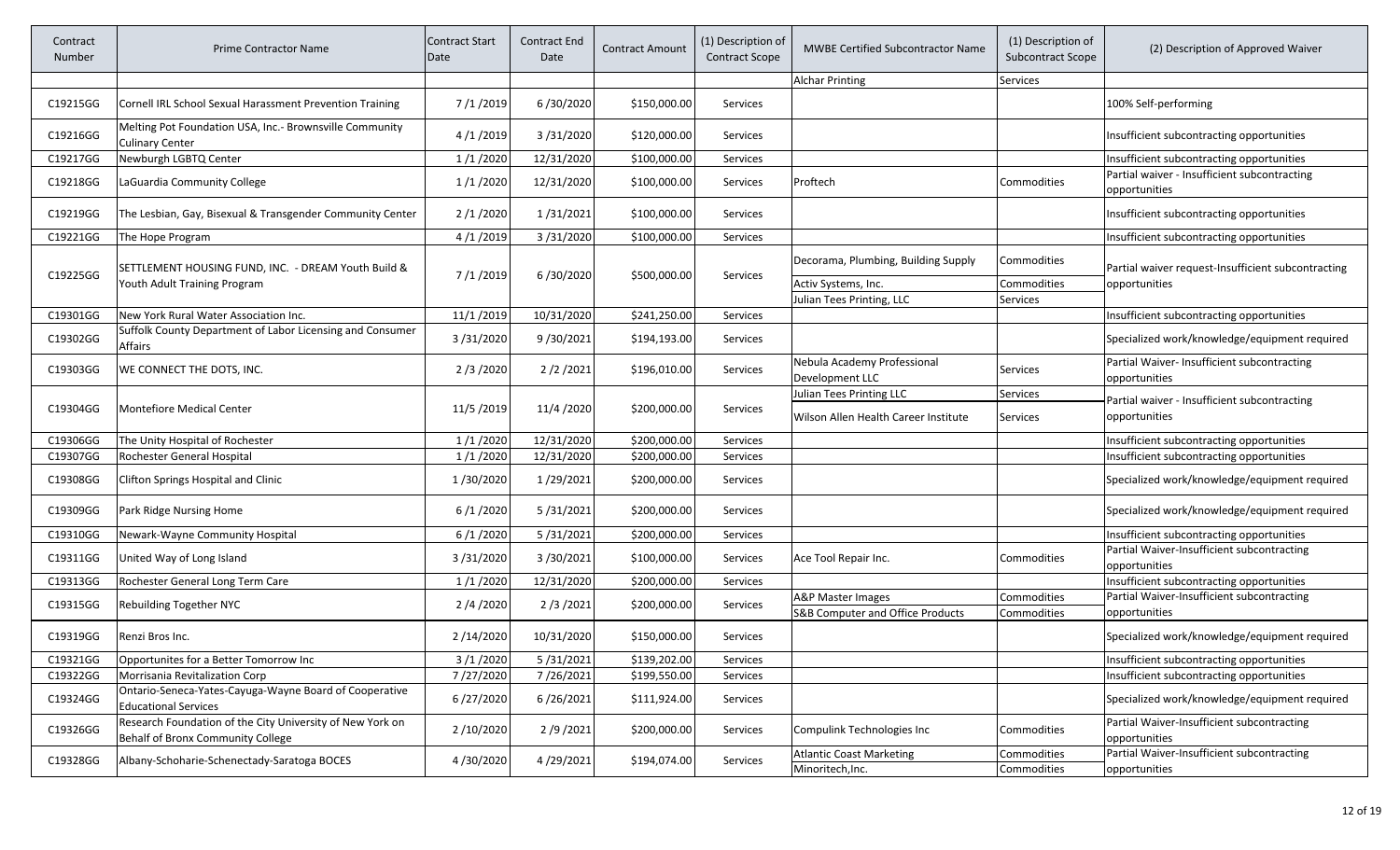| Contract Number | Prime Contractor Name | Contract Start Date | Contract End Date | Contract Amount | (1) Description of Contract Scope | MWBE Certified Subcontractor Name | (1) Description of Subcontract Scope | (2) Description of Approved Waiver |
|---|---|---|---|---|---|---|---|---|
| | | | | | | Alchar Printing | Services | |
| C19215GG | Cornell IRL School Sexual Harassment Prevention Training | 7 /1 /2019 | 6 /30/2020 | $150,000.00 | Services | | | 100% Self-performing |
| C19216GG | Melting Pot Foundation USA, Inc.- Brownsville Community Culinary Center | 4 /1 /2019 | 3 /31/2020 | $120,000.00 | Services | | | Insufficient subcontracting opportunities |
| C19217GG | Newburgh LGBTQ Center | 1 /1 /2020 | 12/31/2020 | $100,000.00 | Services | | | Insufficient subcontracting opportunities |
| C19218GG | LaGuardia Community College | 1 /1 /2020 | 12/31/2020 | $100,000.00 | Services | Proftech | Commodities | Partial waiver - Insufficient subcontracting opportunities |
| C19219GG | The Lesbian, Gay, Bisexual & Transgender Community Center | 2 /1 /2020 | 1 /31/2021 | $100,000.00 | Services | | | Insufficient subcontracting opportunities |
| C19221GG | The Hope Program | 4 /1 /2019 | 3 /31/2020 | $100,000.00 | Services | | | Insufficient subcontracting opportunities |
| C19225GG | SETTLEMENT HOUSING FUND, INC. - DREAM Youth Build & Youth Adult Training Program | 7 /1 /2019 | 6 /30/2020 | $500,000.00 | Services | Decorama, Plumbing, Building Supply | Commodities | Partial waiver request-Insufficient subcontracting opportunities |
| | | | | | | Activ Systems, Inc. | Commodities | |
| | | | | | | Julian Tees Printing, LLC | Services | |
| C19301GG | New York Rural Water Association Inc. | 11/1 /2019 | 10/31/2020 | $241,250.00 | Services | | | Insufficient subcontracting opportunities |
| C19302GG | Suffolk County Department of Labor Licensing and Consumer Affairs | 3 /31/2020 | 9 /30/2021 | $194,193.00 | Services | | | Specialized work/knowledge/equipment required |
| C19303GG | WE CONNECT THE DOTS, INC. | 2 /3 /2020 | 2 /2 /2021 | $196,010.00 | Services | Nebula Academy Professional Development LLC | Services | Partial Waiver- Insufficient subcontracting opportunities |
| C19304GG | Montefiore Medical Center | 11/5 /2019 | 11/4 /2020 | $200,000.00 | Services | Julian Tees Printing LLC | Services | Partial waiver - Insufficient subcontracting opportunities |
| | | | | | | Wilson Allen Health Career Institute | Services | |
| C19306GG | The Unity Hospital of Rochester | 1 /1 /2020 | 12/31/2020 | $200,000.00 | Services | | | Insufficient subcontracting opportunities |
| C19307GG | Rochester General Hospital | 1 /1 /2020 | 12/31/2020 | $200,000.00 | Services | | | Insufficient subcontracting opportunities |
| C19308GG | Clifton Springs Hospital and Clinic | 1 /30/2020 | 1 /29/2021 | $200,000.00 | Services | | | Specialized work/knowledge/equipment required |
| C19309GG | Park Ridge Nursing Home | 6 /1 /2020 | 5 /31/2021 | $200,000.00 | Services | | | Specialized work/knowledge/equipment required |
| C19310GG | Newark-Wayne Community Hospital | 6 /1 /2020 | 5 /31/2021 | $200,000.00 | Services | | | Insufficient subcontracting opportunities |
| C19311GG | United Way of Long Island | 3 /31/2020 | 3 /30/2021 | $100,000.00 | Services | Ace Tool Repair Inc. | Commodities | Partial Waiver-Insufficient subcontracting opportunities |
| C19313GG | Rochester General Long Term Care | 1 /1 /2020 | 12/31/2020 | $200,000.00 | Services | | | Insufficient subcontracting opportunities |
| C19315GG | Rebuilding Together NYC | 2 /4 /2020 | 2 /3 /2021 | $200,000.00 | Services | A&P Master Images | Commodities | Partial Waiver-Insufficient subcontracting opportunities |
| | | | | | | S&B Computer and Office Products | Commodities | |
| C19319GG | Renzi Bros Inc. | 2 /14/2020 | 10/31/2020 | $150,000.00 | Services | | | Specialized work/knowledge/equipment required |
| C19321GG | Opportunites for a Better Tomorrow Inc | 3 /1 /2020 | 5 /31/2021 | $139,202.00 | Services | | | Insufficient subcontracting opportunities |
| C19322GG | Morrisania Revitalization Corp | 7 /27/2020 | 7 /26/2021 | $199,550.00 | Services | | | Insufficient subcontracting opportunities |
| C19324GG | Ontario-Seneca-Yates-Cayuga-Wayne Board of Cooperative Educational Services | 6 /27/2020 | 6 /26/2021 | $111,924.00 | Services | | | Specialized work/knowledge/equipment required |
| C19326GG | Research Foundation of the City University of New York on Behalf of Bronx Community College | 2 /10/2020 | 2 /9 /2021 | $200,000.00 | Services | Compulink Technologies Inc | Commodities | Partial Waiver-Insufficient subcontracting opportunities |
| C19328GG | Albany-Schoharie-Schenectady-Saratoga BOCES | 4 /30/2020 | 4 /29/2021 | $194,074.00 | Services | Atlantic Coast Marketing | Commodities | Partial Waiver-Insufficient subcontracting opportunities |
| | | | | | | Minoritech,Inc. | Commodities | |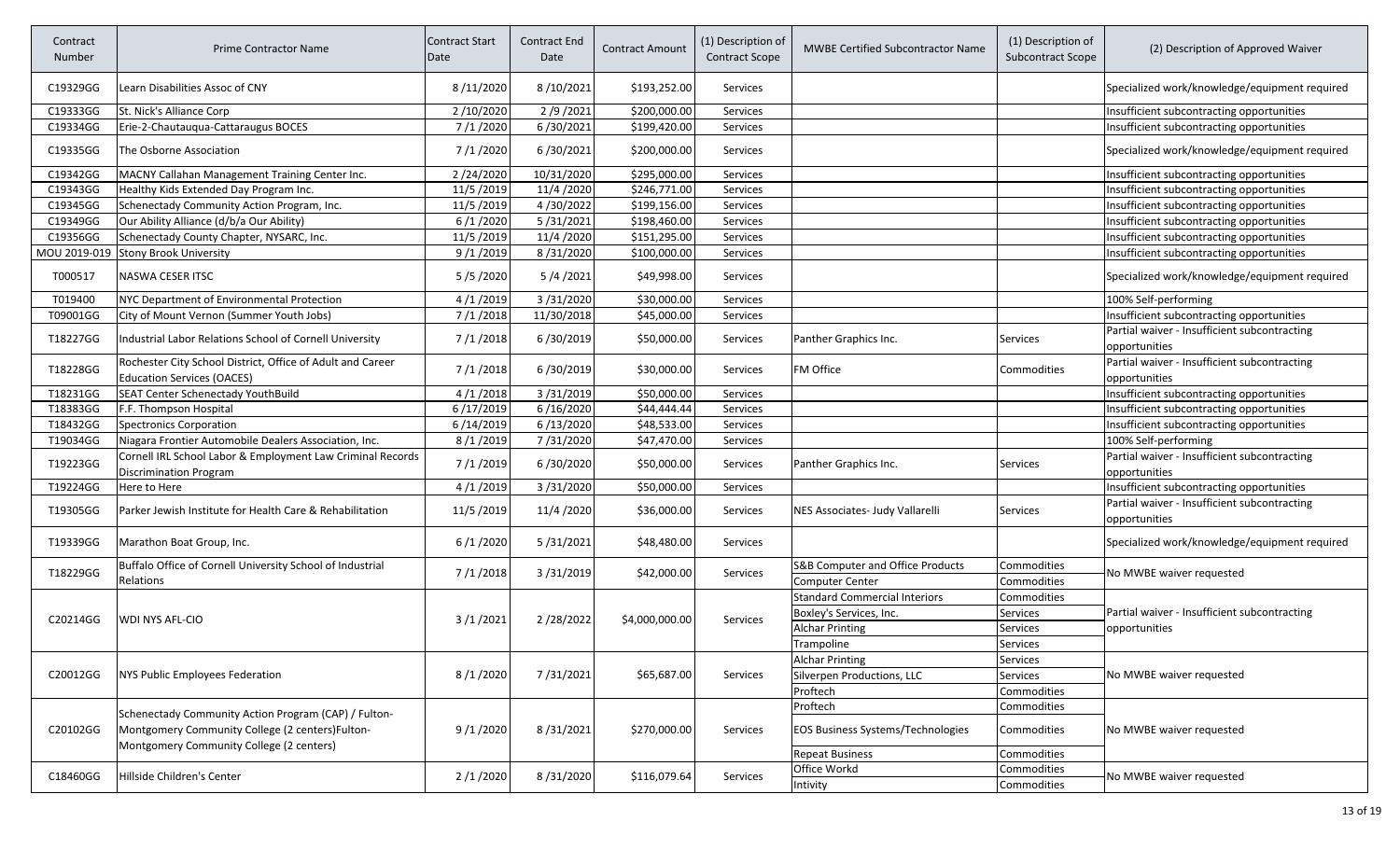| Contract Number | Prime Contractor Name | Contract Start Date | Contract End Date | Contract Amount | (1) Description of Contract Scope | MWBE Certified Subcontractor Name | (1) Description of Subcontract Scope | (2) Description of Approved Waiver |
|---|---|---|---|---|---|---|---|---|
| C19329GG | Learn Disabilities Assoc of CNY | 8 /11/2020 | 8 /10/2021 | $193,252.00 | Services | | | Specialized work/knowledge/equipment required |
| C19333GG | St. Nick's Alliance Corp | 2 /10/2020 | 2 /9 /2021 | $200,000.00 | Services | | | Insufficient subcontracting opportunities |
| C19334GG | Erie-2-Chautauqua-Cattaraugus BOCES | 7 /1 /2020 | 6 /30/2021 | $199,420.00 | Services | | | Insufficient subcontracting opportunities |
| C19335GG | The Osborne Association | 7 /1 /2020 | 6 /30/2021 | $200,000.00 | Services | | | Specialized work/knowledge/equipment required |
| C19342GG | MACNY Callahan Management Training Center Inc. | 2 /24/2020 | 10/31/2020 | $295,000.00 | Services | | | Insufficient subcontracting opportunities |
| C19343GG | Healthy Kids Extended Day Program Inc. | 11/5 /2019 | 11/4 /2020 | $246,771.00 | Services | | | Insufficient subcontracting opportunities |
| C19345GG | Schenectady Community Action Program, Inc. | 11/5 /2019 | 4 /30/2022 | $199,156.00 | Services | | | Insufficient subcontracting opportunities |
| C19349GG | Our Ability Alliance (d/b/a Our Ability) | 6 /1 /2020 | 5 /31/2021 | $198,460.00 | Services | | | Insufficient subcontracting opportunities |
| C19356GG | Schenectady County Chapter, NYSARC, Inc. | 11/5 /2019 | 11/4 /2020 | $151,295.00 | Services | | | Insufficient subcontracting opportunities |
| MOU 2019-019 | Stony Brook University | 9 /1 /2019 | 8 /31/2020 | $100,000.00 | Services | | | Insufficient subcontracting opportunities |
| T000517 | NASWA CESER ITSC | 5 /5 /2020 | 5 /4 /2021 | $49,998.00 | Services | | | Specialized work/knowledge/equipment required |
| T019400 | NYC Department of Environmental Protection | 4 /1 /2019 | 3 /31/2020 | $30,000.00 | Services | | | 100% Self-performing |
| T09001GG | City of Mount Vernon (Summer Youth Jobs) | 7 /1 /2018 | 11/30/2018 | $45,000.00 | Services | | | Insufficient subcontracting opportunities |
| T18227GG | Industrial Labor Relations School of Cornell University | 7 /1 /2018 | 6 /30/2019 | $50,000.00 | Services | Panther Graphics Inc. | Services | Partial waiver - Insufficient subcontracting opportunities |
| T18228GG | Rochester City School District, Office of Adult and Career Education Services (OACES) | 7 /1 /2018 | 6 /30/2019 | $30,000.00 | Services | FM Office | Commodities | Partial waiver - Insufficient subcontracting opportunities |
| T18231GG | SEAT Center Schenectady YouthBuild | 4 /1 /2018 | 3 /31/2019 | $50,000.00 | Services | | | Insufficient subcontracting opportunities |
| T18383GG | F.F. Thompson Hospital | 6 /17/2019 | 6 /16/2020 | $44,444.44 | Services | | | Insufficient subcontracting opportunities |
| T18432GG | Spectronics Corporation | 6 /14/2019 | 6 /13/2020 | $48,533.00 | Services | | | Insufficient subcontracting opportunities |
| T19034GG | Niagara Frontier Automobile Dealers Association, Inc. | 8 /1 /2019 | 7 /31/2020 | $47,470.00 | Services | | | 100% Self-performing |
| T19223GG | Cornell IRL School Labor & Employment Law Criminal Records Discrimination Program | 7 /1 /2019 | 6 /30/2020 | $50,000.00 | Services | Panther Graphics Inc. | Services | Partial waiver - Insufficient subcontracting opportunities |
| T19224GG | Here to Here | 4 /1 /2019 | 3 /31/2020 | $50,000.00 | Services | | | Insufficient subcontracting opportunities |
| T19305GG | Parker Jewish Institute for Health Care & Rehabilitation | 11/5 /2019 | 11/4 /2020 | $36,000.00 | Services | NES Associates- Judy Vallarelli | Services | Partial waiver - Insufficient subcontracting opportunities |
| T19339GG | Marathon Boat Group, Inc. | 6 /1 /2020 | 5 /31/2021 | $48,480.00 | Services | | | Specialized work/knowledge/equipment required |
| T18229GG | Buffalo Office of Cornell University School of Industrial Relations | 7 /1 /2018 | 3 /31/2019 | $42,000.00 | Services | S&B Computer and Office Products | Commodities | No MWBE waiver requested |
| | | | | | | Computer Center | Commodities | |
| C20214GG | WDI NYS AFL-CIO | 3 /1 /2021 | 2 /28/2022 | $4,000,000.00 | Services | Standard Commercial Interiors | Commodities | Partial waiver - Insufficient subcontracting opportunities |
| | | | | | | Boxley's Services, Inc. | Services | |
| | | | | | | Alchar Printing | Services | |
| | | | | | | Trampoline | Services | |
| C20012GG | NYS Public Employees Federation | 8 /1 /2020 | 7 /31/2021 | $65,687.00 | Services | Alchar Printing | Services | No MWBE waiver requested |
| | | | | | | Silverpen Productions, LLC | Services | |
| | | | | | | Proftech | Commodities | |
| C20102GG | Schenectady Community Action Program (CAP) / Fulton-Montgomery Community College (2 centers)Fulton-Montgomery Community College (2 centers) | 9 /1 /2020 | 8 /31/2021 | $270,000.00 | Services | Proftech | Commodities | No MWBE waiver requested |
| | | | | | | EOS Business Systems/Technologies | Commodities | |
| | | | | | | Repeat Business | Commodities | |
| C18460GG | Hillside Children's Center | 2 /1 /2020 | 8 /31/2020 | $116,079.64 | Services | Office Workd | Commodities | No MWBE waiver requested |
| | | | | | | Intivity | Commodities | |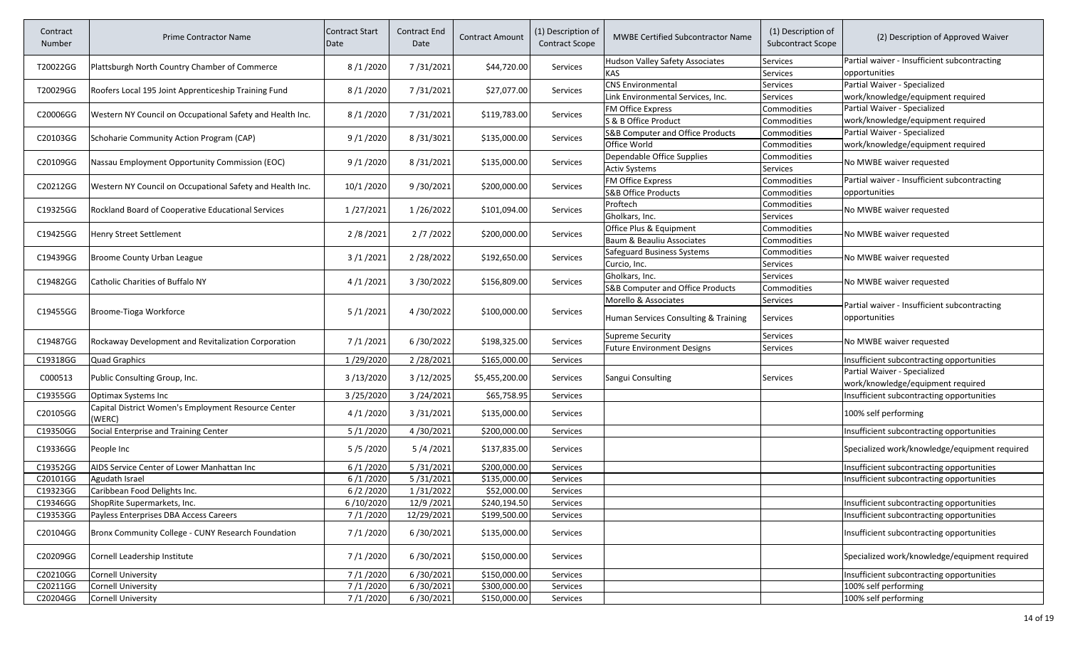| Contract Number | Prime Contractor Name | Contract Start Date | Contract End Date | Contract Amount | (1) Description of Contract Scope | MWBE Certified Subcontractor Name | (1) Description of Subcontract Scope | (2) Description of Approved Waiver |
|---|---|---|---|---|---|---|---|---|
| T20022GG | Plattsburgh North Country Chamber of Commerce | 8 /1 /2020 | 7 /31/2021 | $44,720.00 | Services | Hudson Valley Safety Associates | Services | Partial waiver - Insufficient subcontracting opportunities |
| | | | | | | KAS | Services | |
| T20029GG | Roofers Local 195 Joint Apprenticeship Training Fund | 8 /1 /2020 | 7 /31/2021 | $27,077.00 | Services | CNS Environmental | Services | Partial Waiver - Specialized work/knowledge/equipment required |
| | | | | | | Link Environmental Services, Inc. | Services | |
| C20006GG | Western NY Council on Occupational Safety and Health Inc. | 8 /1 /2020 | 7 /31/2021 | $119,783.00 | Services | FM Office Express | Commodities | Partial Waiver - Specialized work/knowledge/equipment required |
| | | | | | | S & B Office Product | Commodities | |
| C20103GG | Schoharie Community Action Program (CAP) | 9 /1 /2020 | 8 /31/3021 | $135,000.00 | Services | S&B Computer and Office Products | Commodities | Partial Waiver - Specialized work/knowledge/equipment required |
| | | | | | | Office World | Commodities | |
| C20109GG | Nassau Employment Opportunity Commission (EOC) | 9 /1 /2020 | 8 /31/2021 | $135,000.00 | Services | Dependable Office Supplies | Commodities | No MWBE waiver requested |
| | | | | | | Activ Systems | Services | |
| C20212GG | Western NY Council on Occupational Safety and Health Inc. | 10/1 /2020 | 9 /30/2021 | $200,000.00 | Services | FM Office Express | Commodities | Partial waiver - Insufficient subcontracting opportunities |
| | | | | | | S&B Office Products | Commodities | |
| C19325GG | Rockland Board of Cooperative Educational Services | 1 /27/2021 | 1 /26/2022 | $101,094.00 | Services | Proftech | Commodities | No MWBE waiver requested |
| | | | | | | Gholkars, Inc. | Services | |
| C19425GG | Henry Street Settlement | 2 /8 /2021 | 2 /7 /2022 | $200,000.00 | Services | Office Plus & Equipment | Commodities | No MWBE waiver requested |
| | | | | | | Baum & Beauliu Associates | Commodities | |
| C19439GG | Broome County Urban League | 3 /1 /2021 | 2 /28/2022 | $192,650.00 | Services | Safeguard Business Systems | Commodities | No MWBE waiver requested |
| | | | | | | Curcio, Inc. | Services | |
| C19482GG | Catholic Charities of Buffalo NY | 4 /1 /2021 | 3 /30/2022 | $156,809.00 | Services | Gholkars, Inc. | Services | No MWBE waiver requested |
| | | | | | | S&B Computer and Office Products | Commodities | |
| C19455GG | Broome-Tioga Workforce | 5 /1 /2021 | 4 /30/2022 | $100,000.00 | Services | Morello & Associates | Services | Partial waiver - Insufficient subcontracting opportunities |
| | | | | | | Human Services Consulting & Training | Services | |
| C19487GG | Rockaway Development and Revitalization Corporation | 7 /1 /2021 | 6 /30/2022 | $198,325.00 | Services | Supreme Security | Services | No MWBE waiver requested |
| | | | | | | Future Environment Designs | Services | |
| C19318GG | Quad Graphics | 1 /29/2020 | 2 /28/2021 | $165,000.00 | Services | | | Insufficient subcontracting opportunities |
| C000513 | Public Consulting Group, Inc. | 3 /13/2020 | 3 /12/2025 | $5,455,200.00 | Services | Sangui Consulting | Services | Partial Waiver - Specialized work/knowledge/equipment required |
| C19355GG | Optimax Systems Inc | 3 /25/2020 | 3 /24/2021 | $65,758.95 | Services | | | Insufficient subcontracting opportunities |
| C20105GG | Capital District Women's Employment Resource Center (WERC) | 4 /1 /2020 | 3 /31/2021 | $135,000.00 | Services | | | 100% self performing |
| C19350GG | Social Enterprise and Training Center | 5 /1 /2020 | 4 /30/2021 | $200,000.00 | Services | | | Insufficient subcontracting opportunities |
| C19336GG | People Inc | 5 /5 /2020 | 5 /4 /2021 | $137,835.00 | Services | | | Specialized work/knowledge/equipment required |
| C19352GG | AIDS Service Center of Lower Manhattan Inc | 6 /1 /2020 | 5 /31/2021 | $200,000.00 | Services | | | Insufficient subcontracting opportunities |
| C20101GG | Agudath Israel | 6 /1 /2020 | 5 /31/2021 | $135,000.00 | Services | | | Insufficient subcontracting opportunities |
| C19323GG | Caribbean Food Delights Inc. | 6 /2 /2020 | 1 /31/2022 | $52,000.00 | Services | | | |
| C19346GG | ShopRite Supermarkets, Inc. | 6 /10/2020 | 12/9 /2021 | $240,194.50 | Services | | | Insufficient subcontracting opportunities |
| C19353GG | Payless Enterprises DBA Access Careers | 7 /1 /2020 | 12/29/2021 | $199,500.00 | Services | | | Insufficient subcontracting opportunities |
| C20104GG | Bronx Community College - CUNY Research Foundation | 7 /1 /2020 | 6 /30/2021 | $135,000.00 | Services | | | Insufficient subcontracting opportunities |
| C20209GG | Cornell Leadership Institute | 7 /1 /2020 | 6 /30/2021 | $150,000.00 | Services | | | Specialized work/knowledge/equipment required |
| C20210GG | Cornell University | 7 /1 /2020 | 6 /30/2021 | $150,000.00 | Services | | | Insufficient subcontracting opportunities |
| C20211GG | Cornell University | 7 /1 /2020 | 6 /30/2021 | $300,000.00 | Services | | | 100% self performing |
| C20204GG | Cornell University | 7 /1 /2020 | 6 /30/2021 | $150,000.00 | Services | | | 100% self performing |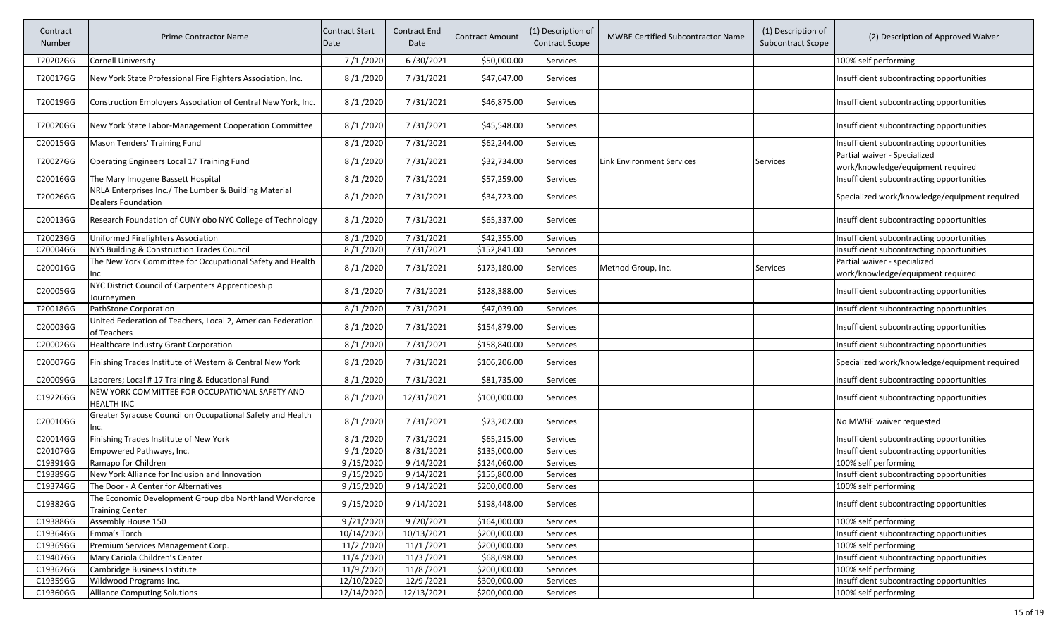| Contract Number | Prime Contractor Name | Contract Start Date | Contract End Date | Contract Amount | (1) Description of Contract Scope | MWBE Certified Subcontractor Name | (1) Description of Subcontract Scope | (2) Description of Approved Waiver |
|---|---|---|---|---|---|---|---|---|
| T20202GG | Cornell University | 7 /1 /2020 | 6 /30/2021 | $50,000.00 | Services | | | 100% self performing |
| T20017GG | New York State Professional Fire Fighters Association, Inc. | 8 /1 /2020 | 7 /31/2021 | $47,647.00 | Services | | | Insufficient subcontracting opportunities |
| T20019GG | Construction Employers Association of Central New York, Inc. | 8 /1 /2020 | 7 /31/2021 | $46,875.00 | Services | | | Insufficient subcontracting opportunities |
| T20020GG | New York State Labor-Management Cooperation Committee | 8 /1 /2020 | 7 /31/2021 | $45,548.00 | Services | | | Insufficient subcontracting opportunities |
| C20015GG | Mason Tenders' Training Fund | 8 /1 /2020 | 7 /31/2021 | $62,244.00 | Services | | | Insufficient subcontracting opportunities |
| T20027GG | Operating Engineers Local 17 Training Fund | 8 /1 /2020 | 7 /31/2021 | $32,734.00 | Services | Link Environment Services | Services | Partial waiver - Specialized work/knowledge/equipment required |
| C20016GG | The Mary Imogene Bassett Hospital | 8 /1 /2020 | 7 /31/2021 | $57,259.00 | Services | | | Insufficient subcontracting opportunities |
| T20026GG | NRLA Enterprises Inc./ The Lumber & Building Material Dealers Foundation | 8 /1 /2020 | 7 /31/2021 | $34,723.00 | Services | | | Specialized work/knowledge/equipment required |
| C20013GG | Research Foundation of CUNY obo NYC College of Technology | 8 /1 /2020 | 7 /31/2021 | $65,337.00 | Services | | | Insufficient subcontracting opportunities |
| T20023GG | Uniformed Firefighters Association | 8 /1 /2020 | 7 /31/2021 | $42,355.00 | Services | | | Insufficient subcontracting opportunities |
| C20004GG | NYS Building & Construction Trades Council | 8 /1 /2020 | 7 /31/2021 | $152,841.00 | Services | | | Insufficient subcontracting opportunities |
| C20001GG | The New York Committee for Occupational Safety and Health Inc | 8 /1 /2020 | 7 /31/2021 | $173,180.00 | Services | Method Group, Inc. | Services | Partial waiver - specialized work/knowledge/equipment required |
| C20005GG | NYC District Council of Carpenters Apprenticeship Journeymen | 8 /1 /2020 | 7 /31/2021 | $128,388.00 | Services | | | Insufficient subcontracting opportunities |
| T20018GG | PathStone Corporation | 8 /1 /2020 | 7 /31/2021 | $47,039.00 | Services | | | Insufficient subcontracting opportunities |
| C20003GG | United Federation of Teachers, Local 2, American Federation of Teachers | 8 /1 /2020 | 7 /31/2021 | $154,879.00 | Services | | | Insufficient subcontracting opportunities |
| C20002GG | Healthcare Industry Grant Corporation | 8 /1 /2020 | 7 /31/2021 | $158,840.00 | Services | | | Insufficient subcontracting opportunities |
| C20007GG | Finishing Trades Institute of Western & Central New York | 8 /1 /2020 | 7 /31/2021 | $106,206.00 | Services | | | Specialized work/knowledge/equipment required |
| C20009GG | Laborers; Local # 17 Training & Educational Fund | 8 /1 /2020 | 7 /31/2021 | $81,735.00 | Services | | | Insufficient subcontracting opportunities |
| C19226GG | NEW YORK COMMITTEE FOR OCCUPATIONAL SAFETY AND HEALTH INC | 8 /1 /2020 | 12/31/2021 | $100,000.00 | Services | | | Insufficient subcontracting opportunities |
| C20010GG | Greater Syracuse Council on Occupational Safety and Health Inc. | 8 /1 /2020 | 7 /31/2021 | $73,202.00 | Services | | | No MWBE waiver requested |
| C20014GG | Finishing Trades Institute of New York | 8 /1 /2020 | 7 /31/2021 | $65,215.00 | Services | | | Insufficient subcontracting opportunities |
| C20107GG | Empowered Pathways, Inc. | 9 /1 /2020 | 8 /31/2021 | $135,000.00 | Services | | | Insufficient subcontracting opportunities |
| C19391GG | Ramapo for Children | 9 /15/2020 | 9 /14/2021 | $124,060.00 | Services | | | 100% self performing |
| C19389GG | New York Alliance for Inclusion and Innovation | 9 /15/2020 | 9 /14/2021 | $155,800.00 | Services | | | Insufficient subcontracting opportunities |
| C19374GG | The Door - A Center for Alternatives | 9 /15/2020 | 9 /14/2021 | $200,000.00 | Services | | | 100% self performing |
| C19382GG | The Economic Development Group dba Northland Workforce Training Center | 9 /15/2020 | 9 /14/2021 | $198,448.00 | Services | | | Insufficient subcontracting opportunities |
| C19388GG | Assembly House 150 | 9 /21/2020 | 9 /20/2021 | $164,000.00 | Services | | | 100% self performing |
| C19364GG | Emma's Torch | 10/14/2020 | 10/13/2021 | $200,000.00 | Services | | | Insufficient subcontracting opportunities |
| C19369GG | Premium Services Management Corp. | 11/2 /2020 | 11/1 /2021 | $200,000.00 | Services | | | 100% self performing |
| C19407GG | Mary Cariola Children's Center | 11/4 /2020 | 11/3 /2021 | $68,698.00 | Services | | | Insufficient subcontracting opportunities |
| C19362GG | Cambridge Business Institute | 11/9 /2020 | 11/8 /2021 | $200,000.00 | Services | | | 100% self performing |
| C19359GG | Wildwood Programs Inc. | 12/10/2020 | 12/9 /2021 | $300,000.00 | Services | | | Insufficient subcontracting opportunities |
| C19360GG | Alliance Computing Solutions | 12/14/2020 | 12/13/2021 | $200,000.00 | Services | | | 100% self performing |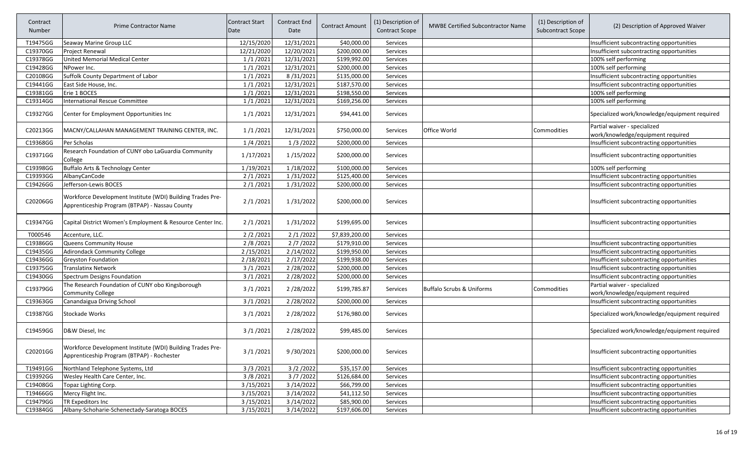| Contract Number | Prime Contractor Name | Contract Start Date | Contract End Date | Contract Amount | (1) Description of Contract Scope | MWBE Certified Subcontractor Name | (1) Description of Subcontract Scope | (2) Description of Approved Waiver |
|---|---|---|---|---|---|---|---|---|
| T19475GG | Seaway Marine Group LLC | 12/15/2020 | 12/31/2021 | $40,000.00 | Services | | | Insufficient subcontracting opportunities |
| C19370GG | Project Renewal | 12/21/2020 | 12/20/2021 | $200,000.00 | Services | | | Insufficient subcontracting opportunities |
| C19378GG | United Memorial Medical Center | 1 /1 /2021 | 12/31/2021 | $199,992.00 | Services | | | 100% self performing |
| C19428GG | NPower Inc. | 1 /1 /2021 | 12/31/2021 | $200,000.00 | Services | | | 100% self performing |
| C20108GG | Suffolk County Department of Labor | 1 /1 /2021 | 8 /31/2021 | $135,000.00 | Services | | | Insufficient subcontracting opportunities |
| C19441GG | East Side House, Inc. | 1 /1 /2021 | 12/31/2021 | $187,570.00 | Services | | | Insufficient subcontracting opportunities |
| C19381GG | Erie 1 BOCES | 1 /1 /2021 | 12/31/2021 | $198,550.00 | Services | | | 100% self performing |
| C19314GG | International Rescue Committee | 1 /1 /2021 | 12/31/2021 | $169,256.00 | Services | | | 100% self performing |
| C19327GG | Center for Employment Opportunities Inc | 1 /1 /2021 | 12/31/2021 | $94,441.00 | Services | | | Specialized work/knowledge/equipment required |
| C20213GG | MACNY/CALLAHAN MANAGEMENT TRAINING CENTER, INC. | 1 /1 /2021 | 12/31/2021 | $750,000.00 | Services | Office World | Commodities | Partial waiver - specialized work/knowledge/equipment required |
| C19368GG | Per Scholas | 1 /4 /2021 | 1 /3 /2022 | $200,000.00 | Services | | | Insufficient subcontracting opportunities |
| C19371GG | Research Foundation of CUNY obo LaGuardia Community College | 1 /17/2021 | 1 /15/2022 | $200,000.00 | Services | | | Insufficient subcontracting opportunities |
| C19398GG | Buffalo Arts & Technology Center | 1 /19/2021 | 1 /18/2022 | $100,000.00 | Services | | | 100% self performing |
| C19393GG | AlbanyCanCode | 2 /1 /2021 | 1 /31/2022 | $125,400.00 | Services | | | Insufficient subcontracting opportunities |
| C19426GG | Jefferson-Lewis BOCES | 2 /1 /2021 | 1 /31/2022 | $200,000.00 | Services | | | Insufficient subcontracting opportunities |
| C20206GG | Workforce Development Institute (WDI) Building Trades Pre-Apprenticeship Program (BTPAP) - Nassau County | 2 /1 /2021 | 1 /31/2022 | $200,000.00 | Services | | | Insufficient subcontracting opportunities |
| C19347GG | Capital District Women's Employment & Resource Center Inc. | 2 /1 /2021 | 1 /31/2022 | $199,695.00 | Services | | | Insufficient subcontracting opportunities |
| T000546 | Accenture, LLC. | 2 /2 /2021 | 2 /1 /2022 | $7,839,200.00 | Services | | | |
| C19386GG | Queens Community House | 2 /8 /2021 | 2 /7 /2022 | $179,910.00 | Services | | | Insufficient subcontracting opportunities |
| C19435GG | Adirondack Community College | 2 /15/2021 | 2 /14/2022 | $199,950.00 | Services | | | Insufficient subcontracting opportunities |
| C19436GG | Greyston Foundation | 2 /18/2021 | 2 /17/2022 | $199,938.00 | Services | | | Insufficient subcontracting opportunities |
| C19375GG | Translatinx Network | 3 /1 /2021 | 2 /28/2022 | $200,000.00 | Services | | | Insufficient subcontracting opportunities |
| C19430GG | Spectrum Designs Foundation | 3 /1 /2021 | 2 /28/2022 | $200,000.00 | Services | | | Insufficient subcontracting opportunities |
| C19379GG | The Research Foundation of CUNY obo Kingsborough Community College | 3 /1 /2021 | 2 /28/2022 | $199,785.87 | Services | Buffalo Scrubs & Uniforms | Commodities | Partial waiver - specialized work/knowledge/equipment required |
| C19363GG | Canandaigua Driving School | 3 /1 /2021 | 2 /28/2022 | $200,000.00 | Services | | | Insufficient subcontracting opportunities |
| C19387GG | Stockade Works | 3 /1 /2021 | 2 /28/2022 | $176,980.00 | Services | | | Specialized work/knowledge/equipment required |
| C19459GG | D&W Diesel, Inc | 3 /1 /2021 | 2 /28/2022 | $99,485.00 | Services | | | Specialized work/knowledge/equipment required |
| C20201GG | Workforce Development Institute (WDI) Building Trades Pre-Apprenticeship Program (BTPAP) - Rochester | 3 /1 /2021 | 9 /30/2021 | $200,000.00 | Services | | | Insufficient subcontracting opportunities |
| T19491GG | Northland Telephone Systems, Ltd | 3 /3 /2021 | 3 /2 /2022 | $35,157.00 | Services | | | Insufficient subcontracting opportunities |
| C19392GG | Wesley Health Care Center, Inc. | 3 /8 /2021 | 3 /7 /2022 | $126,684.00 | Services | | | Insufficient subcontracting opportunities |
| C19408GG | Topaz Lighting Corp. | 3 /15/2021 | 3 /14/2022 | $66,799.00 | Services | | | Insufficient subcontracting opportunities |
| T19466GG | Mercy Flight Inc. | 3 /15/2021 | 3 /14/2022 | $41,112.50 | Services | | | Insufficient subcontracting opportunities |
| C19479GG | TR Expeditors Inc | 3 /15/2021 | 3 /14/2022 | $85,900.00 | Services | | | Insufficient subcontracting opportunities |
| C19384GG | Albany-Schoharie-Schenectady-Saratoga BOCES | 3 /15/2021 | 3 /14/2022 | $197,606.00 | Services | | | Insufficient subcontracting opportunities |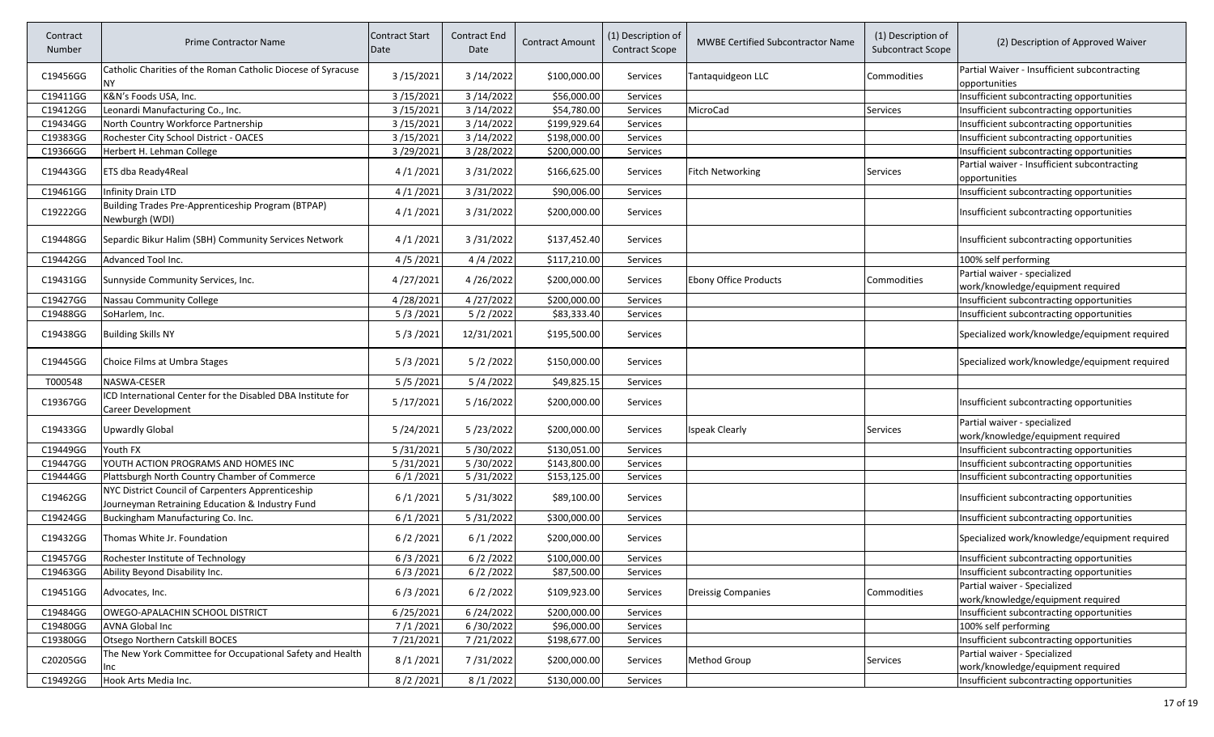| Contract Number | Prime Contractor Name | Contract Start Date | Contract End Date | Contract Amount | (1) Description of Contract Scope | MWBE Certified Subcontractor Name | (1) Description of Subcontract Scope | (2) Description of Approved Waiver |
|---|---|---|---|---|---|---|---|---|
| C19456GG | Catholic Charities of the Roman Catholic Diocese of Syracuse NY | 3 /15/2021 | 3 /14/2022 | $100,000.00 | Services | Tantaquidgeon LLC | Commodities | Partial Waiver - Insufficient subcontracting opportunities |
| C19411GG | K&N's Foods USA, Inc. | 3 /15/2021 | 3 /14/2022 | $56,000.00 | Services | | | Insufficient subcontracting opportunities |
| C19412GG | Leonardi Manufacturing Co., Inc. | 3 /15/2021 | 3 /14/2022 | $54,780.00 | Services | MicroCad | Services | Insufficient subcontracting opportunities |
| C19434GG | North Country Workforce Partnership | 3 /15/2021 | 3 /14/2022 | $199,929.64 | Services | | | Insufficient subcontracting opportunities |
| C19383GG | Rochester City School District - OACES | 3 /15/2021 | 3 /14/2022 | $198,000.00 | Services | | | Insufficient subcontracting opportunities |
| C19366GG | Herbert H. Lehman College | 3 /29/2021 | 3 /28/2022 | $200,000.00 | Services | | | Insufficient subcontracting opportunities |
| C19443GG | ETS dba Ready4Real | 4 /1 /2021 | 3 /31/2022 | $166,625.00 | Services | Fitch Networking | Services | Partial waiver - Insufficient subcontracting opportunities |
| C19461GG | Infinity Drain LTD | 4 /1 /2021 | 3 /31/2022 | $90,006.00 | Services | | | Insufficient subcontracting opportunities |
| C19222GG | Building Trades Pre-Apprenticeship Program (BTPAP) Newburgh (WDI) | 4 /1 /2021 | 3 /31/2022 | $200,000.00 | Services | | | Insufficient subcontracting opportunities |
| C19448GG | Separdic Bikur Halim (SBH) Community Services Network | 4 /1 /2021 | 3 /31/2022 | $137,452.40 | Services | | | Insufficient subcontracting opportunities |
| C19442GG | Advanced Tool Inc. | 4 /5 /2021 | 4 /4 /2022 | $117,210.00 | Services | | | 100% self performing |
| C19431GG | Sunnyside Community Services, Inc. | 4 /27/2021 | 4 /26/2022 | $200,000.00 | Services | Ebony Office Products | Commodities | Partial waiver - specialized work/knowledge/equipment required |
| C19427GG | Nassau Community College | 4 /28/2021 | 4 /27/2022 | $200,000.00 | Services | | | Insufficient subcontracting opportunities |
| C19488GG | SoHarlem, Inc. | 5 /3 /2021 | 5 /2 /2022 | $83,333.40 | Services | | | Insufficient subcontracting opportunities |
| C19438GG | Building Skills NY | 5 /3 /2021 | 12/31/2021 | $195,500.00 | Services | | | Specialized work/knowledge/equipment required |
| C19445GG | Choice Films at Umbra Stages | 5 /3 /2021 | 5 /2 /2022 | $150,000.00 | Services | | | Specialized work/knowledge/equipment required |
| T000548 | NASWA-CESER | 5 /5 /2021 | 5 /4 /2022 | $49,825.15 | Services | | | |
| C19367GG | ICD International Center for the Disabled DBA Institute for Career Development | 5 /17/2021 | 5 /16/2022 | $200,000.00 | Services | | | Insufficient subcontracting opportunities |
| C19433GG | Upwardly Global | 5 /24/2021 | 5 /23/2022 | $200,000.00 | Services | Ispeak Clearly | Services | Partial waiver - specialized work/knowledge/equipment required |
| C19449GG | Youth FX | 5 /31/2021 | 5 /30/2022 | $130,051.00 | Services | | | Insufficient subcontracting opportunities |
| C19447GG | YOUTH ACTION PROGRAMS AND HOMES INC | 5 /31/2021 | 5 /30/2022 | $143,800.00 | Services | | | Insufficient subcontracting opportunities |
| C19444GG | Plattsburgh North Country Chamber of Commerce | 6 /1 /2021 | 5 /31/2022 | $153,125.00 | Services | | | Insufficient subcontracting opportunities |
| C19462GG | NYC District Council of Carpenters Apprenticeship Journeyman Retraining Education & Industry Fund | 6 /1 /2021 | 5 /31/3022 | $89,100.00 | Services | | | Insufficient subcontracting opportunities |
| C19424GG | Buckingham Manufacturing Co. Inc. | 6 /1 /2021 | 5 /31/2022 | $300,000.00 | Services | | | Insufficient subcontracting opportunities |
| C19432GG | Thomas White Jr. Foundation | 6 /2 /2021 | 6 /1 /2022 | $200,000.00 | Services | | | Specialized work/knowledge/equipment required |
| C19457GG | Rochester Institute of Technology | 6 /3 /2021 | 6 /2 /2022 | $100,000.00 | Services | | | Insufficient subcontracting opportunities |
| C19463GG | Ability Beyond Disability Inc. | 6 /3 /2021 | 6 /2 /2022 | $87,500.00 | Services | | | Insufficient subcontracting opportunities |
| C19451GG | Advocates, Inc. | 6 /3 /2021 | 6 /2 /2022 | $109,923.00 | Services | Dreissig Companies | Commodities | Partial waiver - Specialized work/knowledge/equipment required |
| C19484GG | OWEGO-APALACHIN SCHOOL DISTRICT | 6 /25/2021 | 6 /24/2022 | $200,000.00 | Services | | | Insufficient subcontracting opportunities |
| C19480GG | AVNA Global Inc | 7 /1 /2021 | 6 /30/2022 | $96,000.00 | Services | | | 100% self performing |
| C19380GG | Otsego Northern Catskill BOCES | 7 /21/2021 | 7 /21/2022 | $198,677.00 | Services | | | Insufficient subcontracting opportunities |
| C20205GG | The New York Committee for Occupational Safety and Health Inc | 8 /1 /2021 | 7 /31/2022 | $200,000.00 | Services | Method Group | Services | Partial waiver - Specialized work/knowledge/equipment required |
| C19492GG | Hook Arts Media Inc. | 8 /2 /2021 | 8 /1 /2022 | $130,000.00 | Services | | | Insufficient subcontracting opportunities |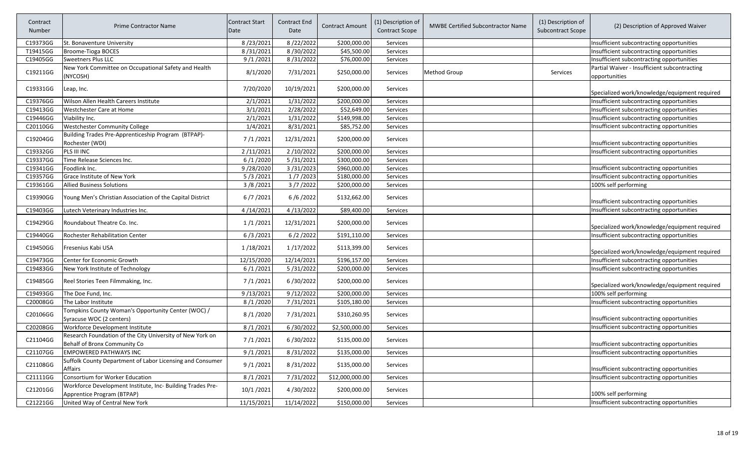| Contract Number | Prime Contractor Name | Contract Start Date | Contract End Date | Contract Amount | (1) Description of Contract Scope | MWBE Certified Subcontractor Name | (1) Description of Subcontract Scope | (2) Description of Approved Waiver |
|---|---|---|---|---|---|---|---|---|
| C19373GG | St. Bonaventure University | 8 /23/2021 | 8 /22/2022 | $200,000.00 | Services | | | Insufficient subcontracting opportunities |
| T19415GG | Broome-Tioga BOCES | 8 /31/2021 | 8 /30/2022 | $45,500.00 | Services | | | Insufficient subcontracting opportunities |
| C19405GG | Sweetners Plus LLC | 9 /1 /2021 | 8 /31/2022 | $76,000.00 | Services | | | Insufficient subcontracting opportunities |
| C19211GG | New York Committee on Occupational Safety and Health (NYCOSH) | 8/1/2020 | 7/31/2021 | $250,000.00 | Services | Method Group | Services | Partial Waiver - Insufficient subcontracting opportunities |
| C19331GG | Leap, Inc. | 7/20/2020 | 10/19/2021 | $200,000.00 | Services | | | Specialized work/knowledge/equipment required |
| C19376GG | Wilson Allen Health Careers Institute | 2/1/2021 | 1/31/2022 | $200,000.00 | Services | | | Insufficient subcontracting opportunities |
| C19413GG | Westchester Care at Home | 3/1/2021 | 2/28/2022 | $52,649.00 | Services | | | Insufficient subcontracting opportunities |
| C19446GG | Viability Inc. | 2/1/2021 | 1/31/2022 | $149,998.00 | Services | | | Insufficient subcontracting opportunities |
| C20110GG | Westchester Community College | 1/4/2021 | 8/31/2021 | $85,752.00 | Services | | | Insufficient subcontracting opportunities |
| C19204GG | Building Trades Pre-Apprenticeship Program (BTPAP)-Rochester (WDI) | 7 /1 /2021 | 12/31/2021 | $200,000.00 | Services | | | Insufficient subcontracting opportunities |
| C19332GG | PLS III INC | 2 /11/2021 | 2 /10/2022 | $200,000.00 | Services | | | Insufficient subcontracting opportunities |
| C19337GG | Time Release Sciences Inc. | 6 /1 /2020 | 5 /31/2021 | $300,000.00 | Services | | | |
| C19341GG | Foodlink Inc. | 9 /28/2020 | 3 /31/2023 | $960,000.00 | Services | | | Insufficient subcontracting opportunities |
| C19357GG | Grace Institute of New York | 5 /3 /2021 | 1 /7 /2023 | $180,000.00 | Services | | | Insufficient subcontracting opportunities |
| C19361GG | Allied Business Solutions | 3 /8 /2021 | 3 /7 /2022 | $200,000.00 | Services | | | 100% self performing |
| C19390GG | Young Men's Christian Association of the Capital District | 6 /7 /2021 | 6 /6 /2022 | $132,662.00 | Services | | | Insufficient subcontracting opportunities |
| C19403GG | Lutech Veterinary Industries Inc. | 4 /14/2021 | 4 /13/2022 | $89,400.00 | Services | | | Insufficient subcontracting opportunities |
| C19429GG | Roundabout Theatre Co. Inc. | 1 /1 /2021 | 12/31/2021 | $200,000.00 | Services | | | Specialized work/knowledge/equipment required |
| C19440GG | Rochester Rehabilitation Center | 6 /3 /2021 | 6 /2 /2022 | $191,110.00 | Services | | | Insufficient subcontracting opportunities |
| C19450GG | Fresenius Kabi USA | 1 /18/2021 | 1 /17/2022 | $113,399.00 | Services | | | Specialized work/knowledge/equipment required |
| C19473GG | Center for Economic Growth | 12/15/2020 | 12/14/2021 | $196,157.00 | Services | | | Insufficient subcontracting opportunities |
| C19483GG | New York Institute of Technology | 6 /1 /2021 | 5 /31/2022 | $200,000.00 | Services | | | Insufficient subcontracting opportunities |
| C19485GG | Reel Stories Teen Filmmaking, Inc. | 7 /1 /2021 | 6 /30/2022 | $200,000.00 | Services | | | Specialized work/knowledge/equipment required |
| C19493GG | The Doe Fund, Inc. | 9 /13/2021 | 9 /12/2022 | $200,000.00 | Services | | | 100% self performing |
| C20008GG | The Labor Institute | 8 /1 /2020 | 7 /31/2021 | $105,180.00 | Services | | | Insufficient subcontracting opportunities |
| C20106GG | Tompkins County Woman's Opportunity Center (WOC) / Syracuse WOC (2 centers) | 8 /1 /2020 | 7 /31/2021 | $310,260.95 | Services | | | Insufficient subcontracting opportunities |
| C20208GG | Workforce Development Institute | 8 /1 /2021 | 6 /30/2022 | $2,500,000.00 | Services | | | Insufficient subcontracting opportunities |
| C21104GG | Research Foundation of the City University of New York on Behalf of Bronx Community Co | 7 /1 /2021 | 6 /30/2022 | $135,000.00 | Services | | | Insufficient subcontracting opportunities |
| C21107GG | EMPOWERED PATHWAYS INC | 9 /1 /2021 | 8 /31/2022 | $135,000.00 | Services | | | Insufficient subcontracting opportunities |
| C21108GG | Suffolk County Department of Labor Licensing and Consumer Affairs | 9 /1 /2021 | 8 /31/2022 | $135,000.00 | Services | | | Insufficient subcontracting opportunities |
| C21111GG | Consortium for Worker Education | 8 /1 /2021 | 7 /31/2022 | $12,000,000.00 | Services | | | Insufficient subcontracting opportunities |
| C21201GG | Workforce Development Institute, Inc- Building Trades Pre-Apprentice Program (BTPAP) | 10/1 /2021 | 4 /30/2022 | $200,000.00 | Services | | | 100% self performing |
| C21221GG | United Way of Central New York | 11/15/2021 | 11/14/2022 | $150,000.00 | Services | | | Insufficient subcontracting opportunities |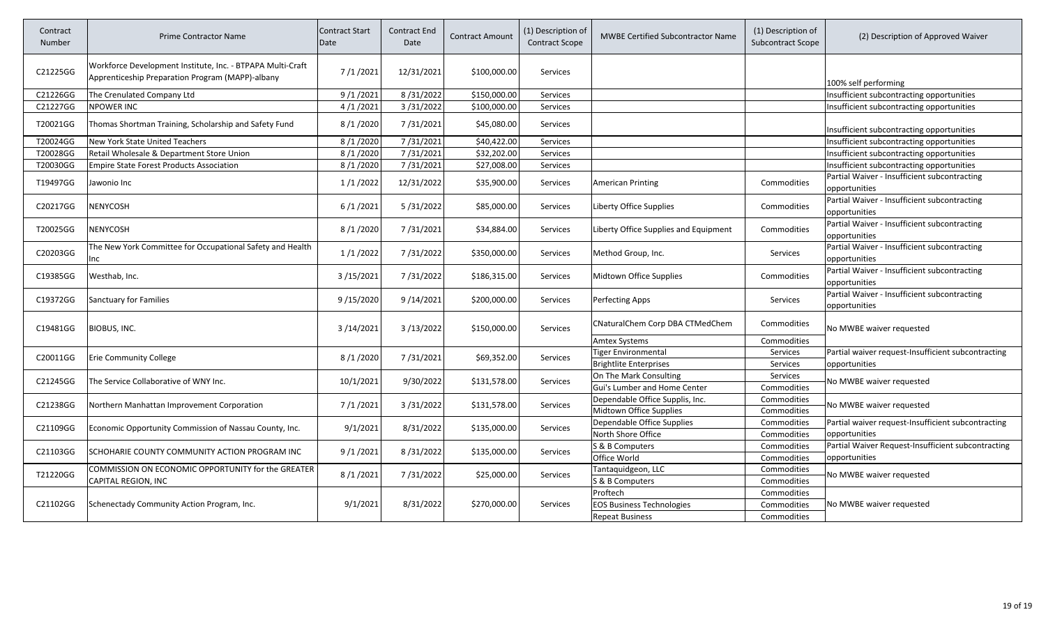| Contract Number | Prime Contractor Name | Contract Start Date | Contract End Date | Contract Amount | (1) Description of Contract Scope | MWBE Certified Subcontractor Name | (1) Description of Subcontract Scope | (2) Description of Approved Waiver |
|---|---|---|---|---|---|---|---|---|
| C21225GG | Workforce Development Institute, Inc. - BTPAPA Multi-Craft Apprenticeship Preparation Program (MAPP)-albany | 7 /1 /2021 | 12/31/2021 | $100,000.00 | Services | | | 100% self performing |
| C21226GG | The Crenulated Company Ltd | 9 /1 /2021 | 8 /31/2022 | $150,000.00 | Services | | | Insufficient subcontracting opportunities |
| C21227GG | NPOWER INC | 4 /1 /2021 | 3 /31/2022 | $100,000.00 | Services | | | Insufficient subcontracting opportunities |
| T20021GG | Thomas Shortman Training, Scholarship and Safety Fund | 8 /1 /2020 | 7 /31/2021 | $45,080.00 | Services | | | Insufficient subcontracting opportunities |
| T20024GG | New York State United Teachers | 8 /1 /2020 | 7 /31/2021 | $40,422.00 | Services | | | Insufficient subcontracting opportunities |
| T20028GG | Retail Wholesale & Department Store Union | 8 /1 /2020 | 7 /31/2021 | $32,202.00 | Services | | | Insufficient subcontracting opportunities |
| T20030GG | Empire State Forest Products Association | 8 /1 /2020 | 7 /31/2021 | $27,008.00 | Services | | | Insufficient subcontracting opportunities |
| T19497GG | Jawonio Inc | 1 /1 /2022 | 12/31/2022 | $35,900.00 | Services | American Printing | Commodities | Partial Waiver - Insufficient subcontracting opportunities |
| C20217GG | NENYCOSH | 6 /1 /2021 | 5 /31/2022 | $85,000.00 | Services | Liberty Office Supplies | Commodities | Partial Waiver - Insufficient subcontracting opportunities |
| T20025GG | NENYCOSH | 8 /1 /2020 | 7 /31/2021 | $34,884.00 | Services | Liberty Office Supplies and Equipment | Commodities | Partial Waiver - Insufficient subcontracting opportunities |
| C20203GG | The New York Committee for Occupational Safety and Health Inc | 1 /1 /2022 | 7 /31/2022 | $350,000.00 | Services | Method Group, Inc. | Services | Partial Waiver - Insufficient subcontracting opportunities |
| C19385GG | Westhab, Inc. | 3 /15/2021 | 7 /31/2022 | $186,315.00 | Services | Midtown Office Supplies | Commodities | Partial Waiver - Insufficient subcontracting opportunities |
| C19372GG | Sanctuary for Families | 9 /15/2020 | 9 /14/2021 | $200,000.00 | Services | Perfecting Apps | Services | Partial Waiver - Insufficient subcontracting opportunities |
| C19481GG | BIOBUS, INC. | 3 /14/2021 | 3 /13/2022 | $150,000.00 | Services | CNaturalChem Corp DBA CTMedChem | Commodities | No MWBE waiver requested |
| | | | | | | Amtex Systems | Commodities | |
| C20011GG | Erie Community College | 8 /1 /2020 | 7 /31/2021 | $69,352.00 | Services | Tiger Environmental | Services | Partial waiver request-Insufficient subcontracting opportunities |
| | | | | | | Brightlite Enterprises | Services | |
| C21245GG | The Service Collaborative of WNY Inc. | 10/1/2021 | 9/30/2022 | $131,578.00 | Services | On The Mark Consulting | Services | No MWBE waiver requested |
| | | | | | | Gui's Lumber and Home Center | Commodities | |
| C21238GG | Northern Manhattan Improvement Corporation | 7 /1 /2021 | 3 /31/2022 | $131,578.00 | Services | Dependable Office Supplis, Inc. | Commodities | No MWBE waiver requested |
| | | | | | | Midtown Office Supplies | Commodities | |
| C21109GG | Economic Opportunity Commission of Nassau County, Inc. | 9/1/2021 | 8/31/2022 | $135,000.00 | Services | Dependable Office Supplies | Commodities | Partial waiver request-Insufficient subcontracting opportunities |
| | | | | | | North Shore Office | Commodities | |
| C21103GG | SCHOHARIE COUNTY COMMUNITY ACTION PROGRAM INC | 9 /1 /2021 | 8 /31/2022 | $135,000.00 | Services | S & B Computers | Commodities | Partial Waiver Request-Insufficient subcontracting opportunities |
| | | | | | | Office World | Commodities | |
| T21220GG | COMMISSION ON ECONOMIC OPPORTUNITY for the GREATER CAPITAL REGION, INC | 8 /1 /2021 | 7 /31/2022 | $25,000.00 | Services | Tantaquidgeon, LLC | Commodities | No MWBE waiver requested |
| | | | | | | S & B Computers | Commodities | |
| C21102GG | Schenectady Community Action Program, Inc. | 9/1/2021 | 8/31/2022 | $270,000.00 | Services | Proftech | Commodities | No MWBE waiver requested |
| | | | | | | EOS Business Technologies | Commodities | |
| | | | | | | Repeat Business | Commodities | |